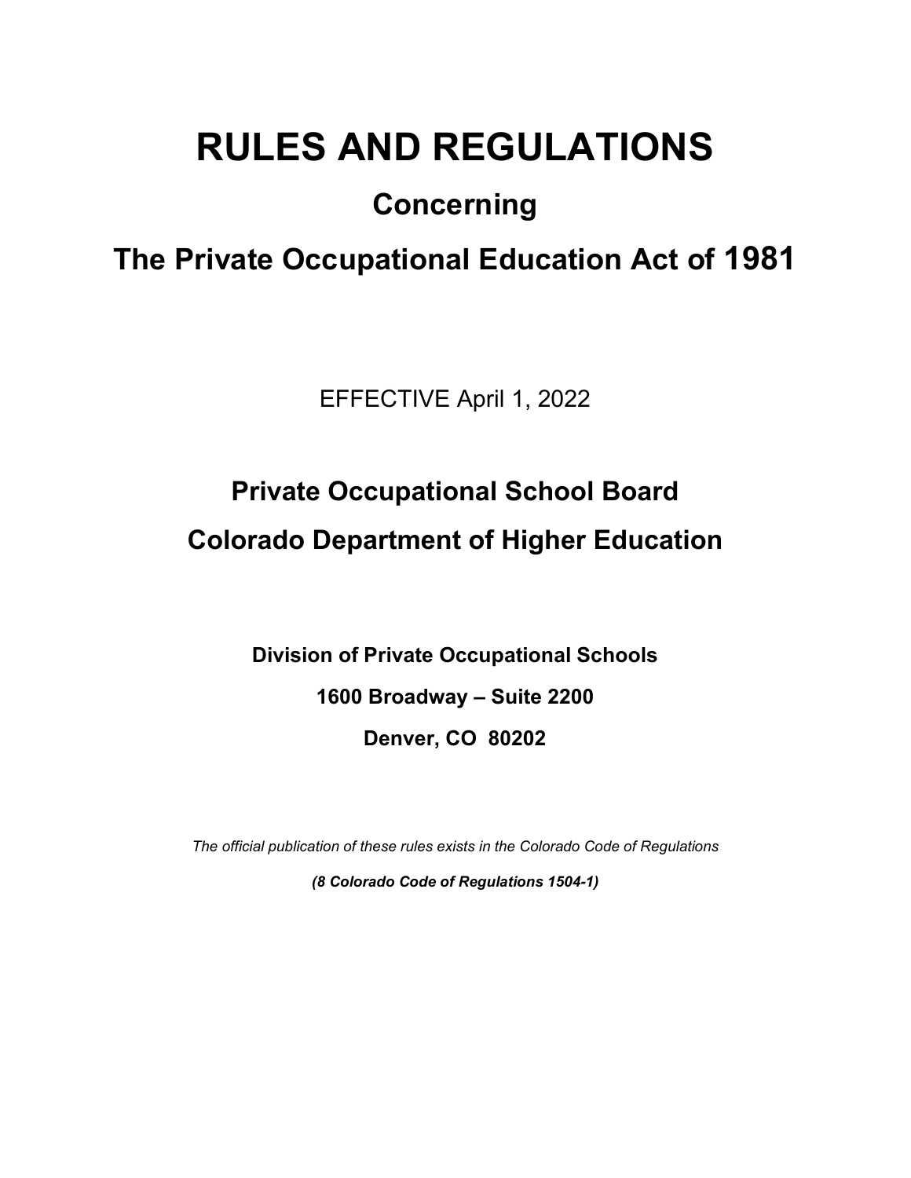# RULES AND REGULATIONS

## Concerning

## The Private Occupational Education Act of 1981

EFFECTIVE April 1, 2022

## Private Occupational School Board

## Colorado Department of Higher Education

**Division of Private Occupational Schools**

**1600 Broadway – Suite 2200**

**Denver, CO 80202**

*The official publication of these rules exists in the Colorado Code of Regulations*

***(8 Colorado Code of Regulations 1504-1)***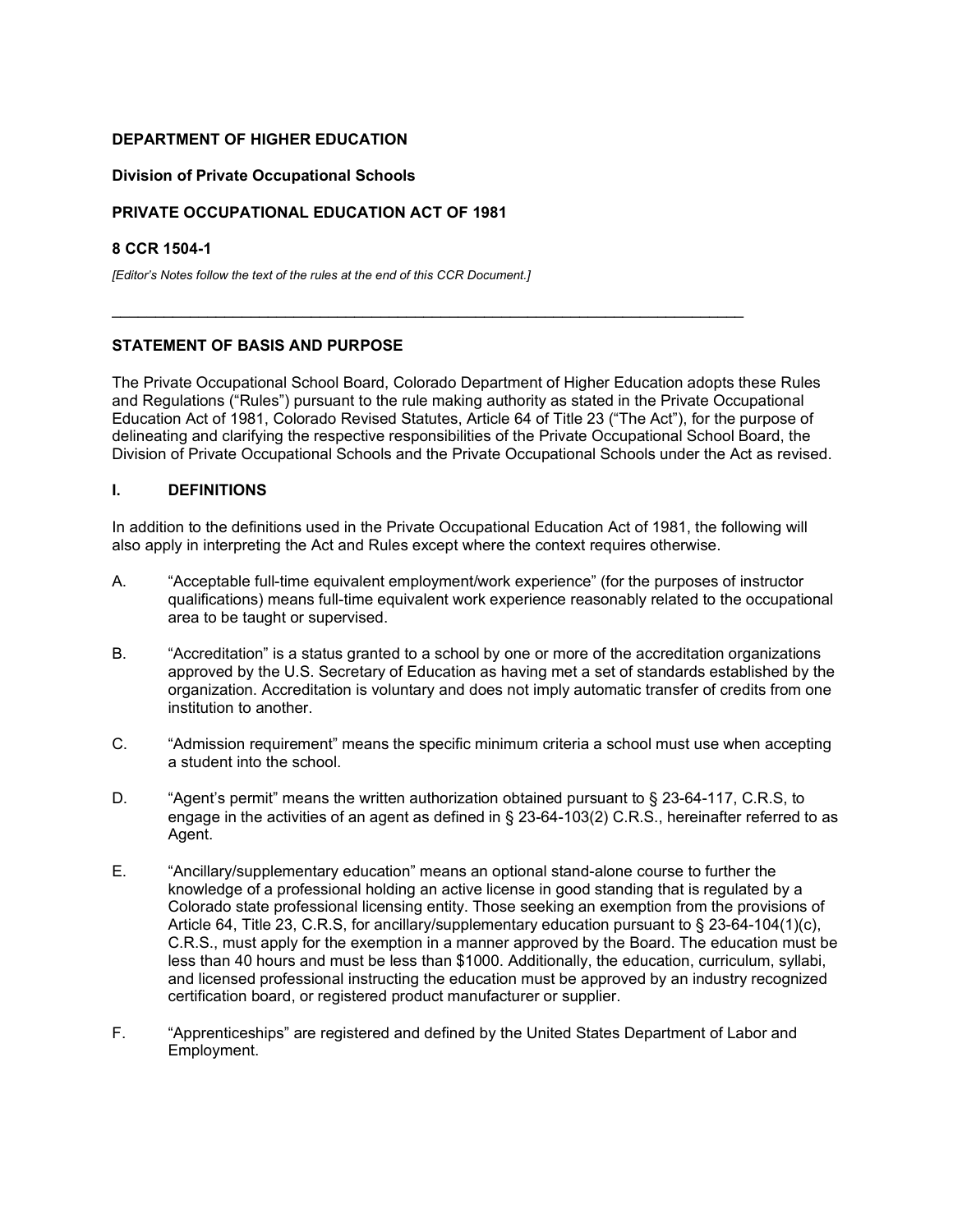**DEPARTMENT OF HIGHER EDUCATION**

**Division of Private Occupational Schools**

**PRIVATE OCCUPATIONAL EDUCATION ACT OF 1981**

**8 CCR 1504-1**

*[Editor's Notes follow the text of the rules at the end of this CCR Document.]*

---

## STATEMENT OF BASIS AND PURPOSE

The Private Occupational School Board, Colorado Department of Higher Education adopts these Rules and Regulations ("Rules") pursuant to the rule making authority as stated in the Private Occupational Education Act of 1981, Colorado Revised Statutes, Article 64 of Title 23 ("The Act"), for the purpose of delineating and clarifying the respective responsibilities of the Private Occupational School Board, the Division of Private Occupational Schools and the Private Occupational Schools under the Act as revised.

## I. DEFINITIONS

In addition to the definitions used in the Private Occupational Education Act of 1981, the following will also apply in interpreting the Act and Rules except where the context requires otherwise.

A. "Acceptable full-time equivalent employment/work experience" (for the purposes of instructor qualifications) means full-time equivalent work experience reasonably related to the occupational area to be taught or supervised.

B. "Accreditation" is a status granted to a school by one or more of the accreditation organizations approved by the U.S. Secretary of Education as having met a set of standards established by the organization. Accreditation is voluntary and does not imply automatic transfer of credits from one institution to another.

C. "Admission requirement" means the specific minimum criteria a school must use when accepting a student into the school.

D. "Agent's permit" means the written authorization obtained pursuant to § 23-64-117, C.R.S, to engage in the activities of an agent as defined in § 23-64-103(2) C.R.S., hereinafter referred to as Agent.

E. "Ancillary/supplementary education" means an optional stand-alone course to further the knowledge of a professional holding an active license in good standing that is regulated by a Colorado state professional licensing entity. Those seeking an exemption from the provisions of Article 64, Title 23, C.R.S, for ancillary/supplementary education pursuant to § 23-64-104(1)(c), C.R.S., must apply for the exemption in a manner approved by the Board. The education must be less than 40 hours and must be less than $1000. Additionally, the education, curriculum, syllabi, and licensed professional instructing the education must be approved by an industry recognized certification board, or registered product manufacturer or supplier.

F. "Apprenticeships" are registered and defined by the United States Department of Labor and Employment.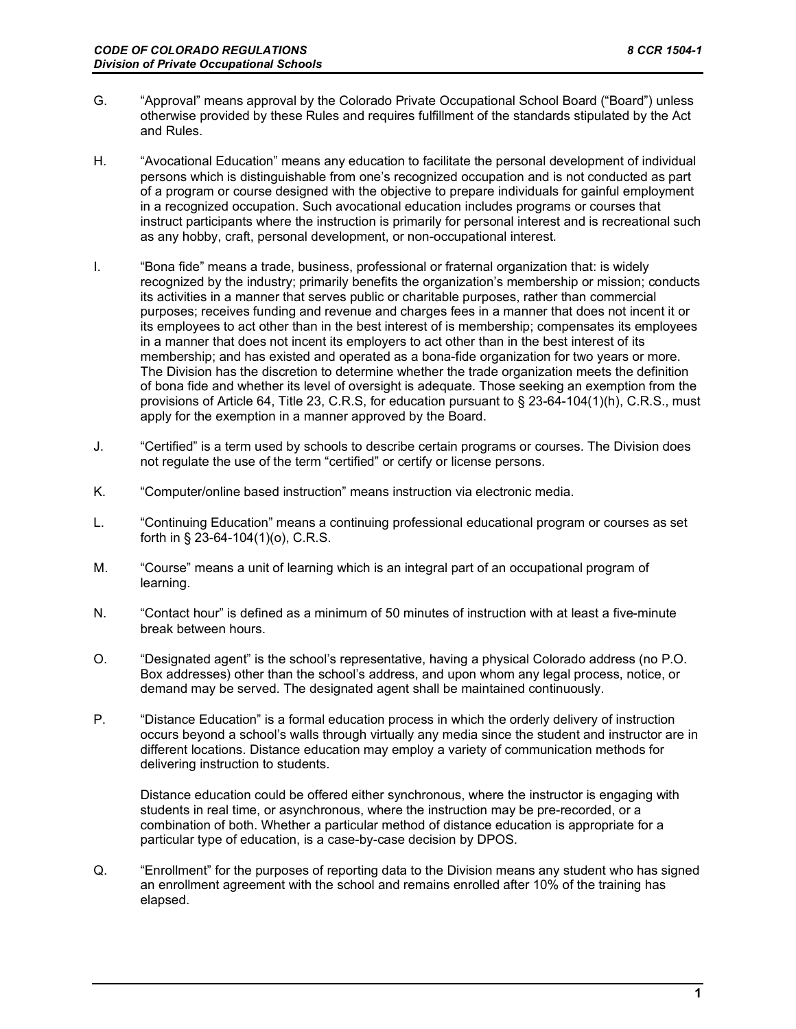G. "Approval" means approval by the Colorado Private Occupational School Board ("Board") unless otherwise provided by these Rules and requires fulfillment of the standards stipulated by the Act and Rules.

H. "Avocational Education" means any education to facilitate the personal development of individual persons which is distinguishable from one's recognized occupation and is not conducted as part of a program or course designed with the objective to prepare individuals for gainful employment in a recognized occupation. Such avocational education includes programs or courses that instruct participants where the instruction is primarily for personal interest and is recreational such as any hobby, craft, personal development, or non-occupational interest.

I. "Bona fide" means a trade, business, professional or fraternal organization that: is widely recognized by the industry; primarily benefits the organization's membership or mission; conducts its activities in a manner that serves public or charitable purposes, rather than commercial purposes; receives funding and revenue and charges fees in a manner that does not incent it or its employees to act other than in the best interest of is membership; compensates its employees in a manner that does not incent its employers to act other than in the best interest of its membership; and has existed and operated as a bona-fide organization for two years or more. The Division has the discretion to determine whether the trade organization meets the definition of bona fide and whether its level of oversight is adequate. Those seeking an exemption from the provisions of Article 64, Title 23, C.R.S, for education pursuant to § 23-64-104(1)(h), C.R.S., must apply for the exemption in a manner approved by the Board.

J. "Certified" is a term used by schools to describe certain programs or courses. The Division does not regulate the use of the term "certified" or certify or license persons.

K. "Computer/online based instruction" means instruction via electronic media.

L. "Continuing Education" means a continuing professional educational program or courses as set forth in § 23-64-104(1)(o), C.R.S.

M. "Course" means a unit of learning which is an integral part of an occupational program of learning.

N. "Contact hour" is defined as a minimum of 50 minutes of instruction with at least a five-minute break between hours.

O. "Designated agent" is the school's representative, having a physical Colorado address (no P.O. Box addresses) other than the school's address, and upon whom any legal process, notice, or demand may be served. The designated agent shall be maintained continuously.

P. "Distance Education" is a formal education process in which the orderly delivery of instruction occurs beyond a school's walls through virtually any media since the student and instructor are in different locations. Distance education may employ a variety of communication methods for delivering instruction to students.

Distance education could be offered either synchronous, where the instructor is engaging with students in real time, or asynchronous, where the instruction may be pre-recorded, or a combination of both. Whether a particular method of distance education is appropriate for a particular type of education, is a case-by-case decision by DPOS.

Q. "Enrollment" for the purposes of reporting data to the Division means any student who has signed an enrollment agreement with the school and remains enrolled after 10% of the training has elapsed.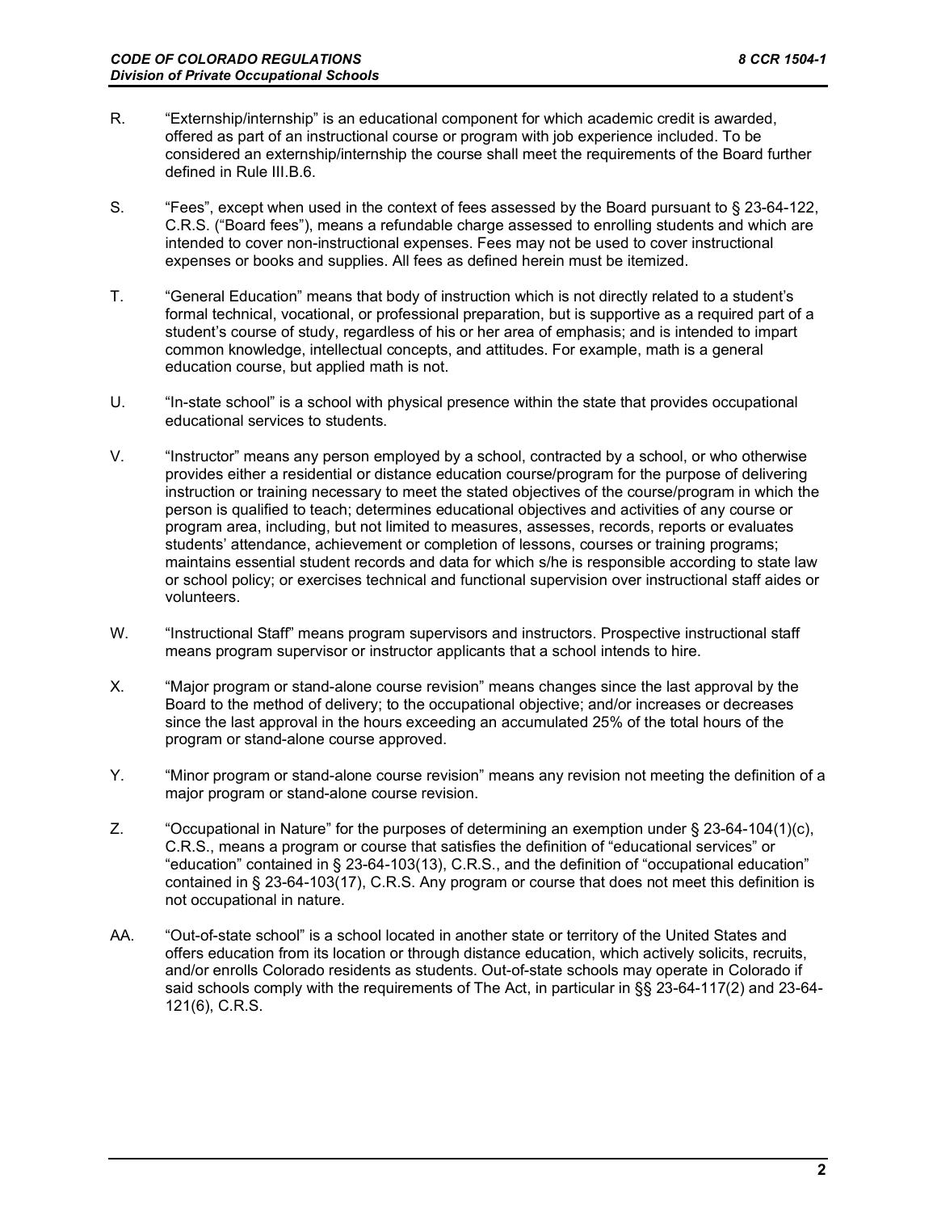R. “Externship/internship” is an educational component for which academic credit is awarded, offered as part of an instructional course or program with job experience included. To be considered an externship/internship the course shall meet the requirements of the Board further defined in Rule III.B.6.

S. “Fees”, except when used in the context of fees assessed by the Board pursuant to § 23-64-122, C.R.S. (“Board fees”), means a refundable charge assessed to enrolling students and which are intended to cover non-instructional expenses. Fees may not be used to cover instructional expenses or books and supplies. All fees as defined herein must be itemized.

T. “General Education” means that body of instruction which is not directly related to a student’s formal technical, vocational, or professional preparation, but is supportive as a required part of a student’s course of study, regardless of his or her area of emphasis; and is intended to impart common knowledge, intellectual concepts, and attitudes. For example, math is a general education course, but applied math is not.

U. “In-state school” is a school with physical presence within the state that provides occupational educational services to students.

V. “Instructor” means any person employed by a school, contracted by a school, or who otherwise provides either a residential or distance education course/program for the purpose of delivering instruction or training necessary to meet the stated objectives of the course/program in which the person is qualified to teach; determines educational objectives and activities of any course or program area, including, but not limited to measures, assesses, records, reports or evaluates students’ attendance, achievement or completion of lessons, courses or training programs; maintains essential student records and data for which s/he is responsible according to state law or school policy; or exercises technical and functional supervision over instructional staff aides or volunteers.

W. “Instructional Staff” means program supervisors and instructors. Prospective instructional staff means program supervisor or instructor applicants that a school intends to hire.

X. “Major program or stand-alone course revision” means changes since the last approval by the Board to the method of delivery; to the occupational objective; and/or increases or decreases since the last approval in the hours exceeding an accumulated 25% of the total hours of the program or stand-alone course approved.

Y. “Minor program or stand-alone course revision” means any revision not meeting the definition of a major program or stand-alone course revision.

Z. “Occupational in Nature” for the purposes of determining an exemption under § 23-64-104(1)(c), C.R.S., means a program or course that satisfies the definition of “educational services” or “education” contained in § 23-64-103(13), C.R.S., and the definition of “occupational education” contained in § 23-64-103(17), C.R.S. Any program or course that does not meet this definition is not occupational in nature.

AA. “Out-of-state school” is a school located in another state or territory of the United States and offers education from its location or through distance education, which actively solicits, recruits, and/or enrolls Colorado residents as students. Out-of-state schools may operate in Colorado if said schools comply with the requirements of The Act, in particular in §§ 23-64-117(2) and 23-64-121(6), C.R.S.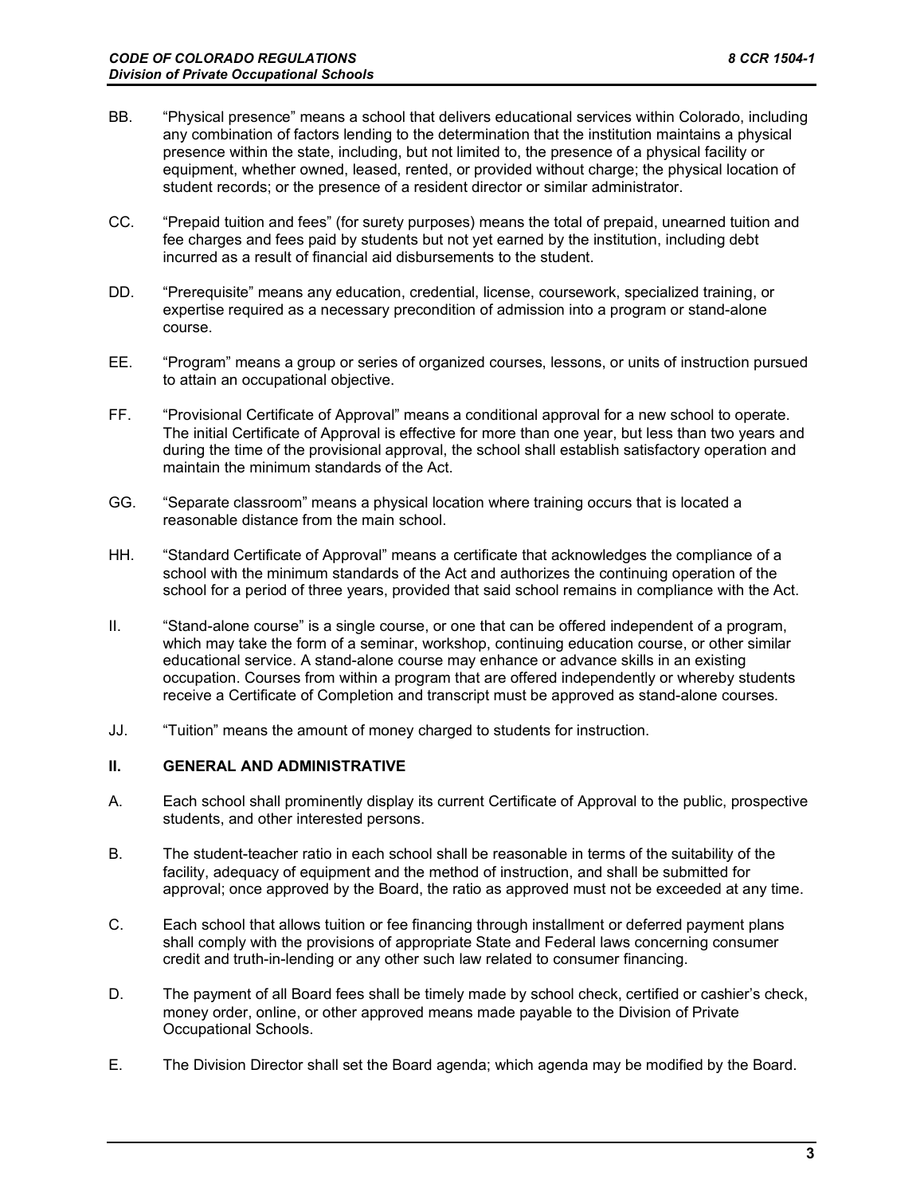BB. "Physical presence" means a school that delivers educational services within Colorado, including any combination of factors lending to the determination that the institution maintains a physical presence within the state, including, but not limited to, the presence of a physical facility or equipment, whether owned, leased, rented, or provided without charge; the physical location of student records; or the presence of a resident director or similar administrator.

CC. "Prepaid tuition and fees" (for surety purposes) means the total of prepaid, unearned tuition and fee charges and fees paid by students but not yet earned by the institution, including debt incurred as a result of financial aid disbursements to the student.

DD. "Prerequisite" means any education, credential, license, coursework, specialized training, or expertise required as a necessary precondition of admission into a program or stand-alone course.

EE. "Program" means a group or series of organized courses, lessons, or units of instruction pursued to attain an occupational objective.

FF. "Provisional Certificate of Approval" means a conditional approval for a new school to operate. The initial Certificate of Approval is effective for more than one year, but less than two years and during the time of the provisional approval, the school shall establish satisfactory operation and maintain the minimum standards of the Act.

GG. "Separate classroom" means a physical location where training occurs that is located a reasonable distance from the main school.

HH. "Standard Certificate of Approval" means a certificate that acknowledges the compliance of a school with the minimum standards of the Act and authorizes the continuing operation of the school for a period of three years, provided that said school remains in compliance with the Act.

II. "Stand-alone course" is a single course, or one that can be offered independent of a program, which may take the form of a seminar, workshop, continuing education course, or other similar educational service. A stand-alone course may enhance or advance skills in an existing occupation. Courses from within a program that are offered independently or whereby students receive a Certificate of Completion and transcript must be approved as stand-alone courses.

JJ. "Tuition" means the amount of money charged to students for instruction.

## II. GENERAL AND ADMINISTRATIVE

A. Each school shall prominently display its current Certificate of Approval to the public, prospective students, and other interested persons.

B. The student-teacher ratio in each school shall be reasonable in terms of the suitability of the facility, adequacy of equipment and the method of instruction, and shall be submitted for approval; once approved by the Board, the ratio as approved must not be exceeded at any time.

C. Each school that allows tuition or fee financing through installment or deferred payment plans shall comply with the provisions of appropriate State and Federal laws concerning consumer credit and truth-in-lending or any other such law related to consumer financing.

D. The payment of all Board fees shall be timely made by school check, certified or cashier's check, money order, online, or other approved means made payable to the Division of Private Occupational Schools.

E. The Division Director shall set the Board agenda; which agenda may be modified by the Board.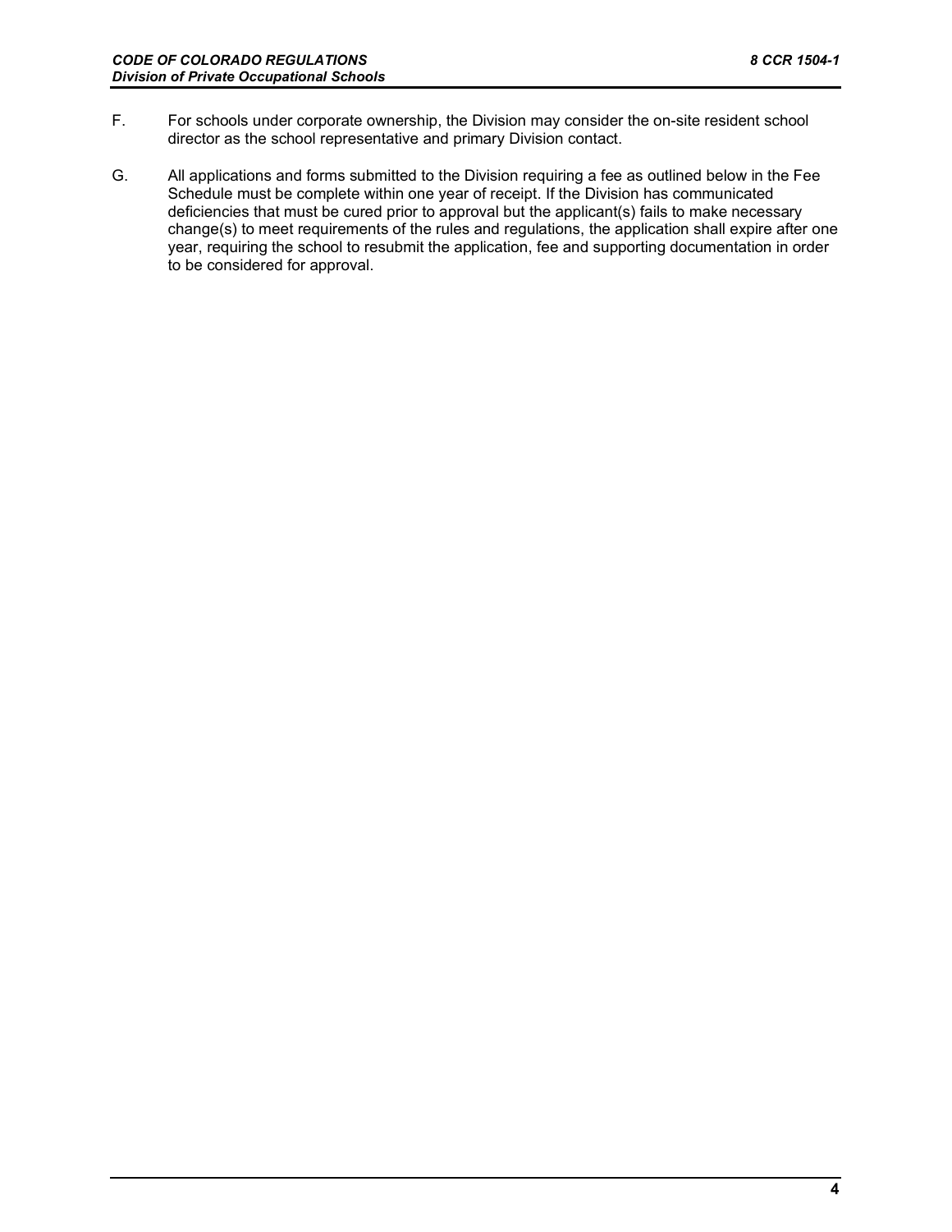F. For schools under corporate ownership, the Division may consider the on-site resident school director as the school representative and primary Division contact.

G. All applications and forms submitted to the Division requiring a fee as outlined below in the Fee Schedule must be complete within one year of receipt. If the Division has communicated deficiencies that must be cured prior to approval but the applicant(s) fails to make necessary change(s) to meet requirements of the rules and regulations, the application shall expire after one year, requiring the school to resubmit the application, fee and supporting documentation in order to be considered for approval.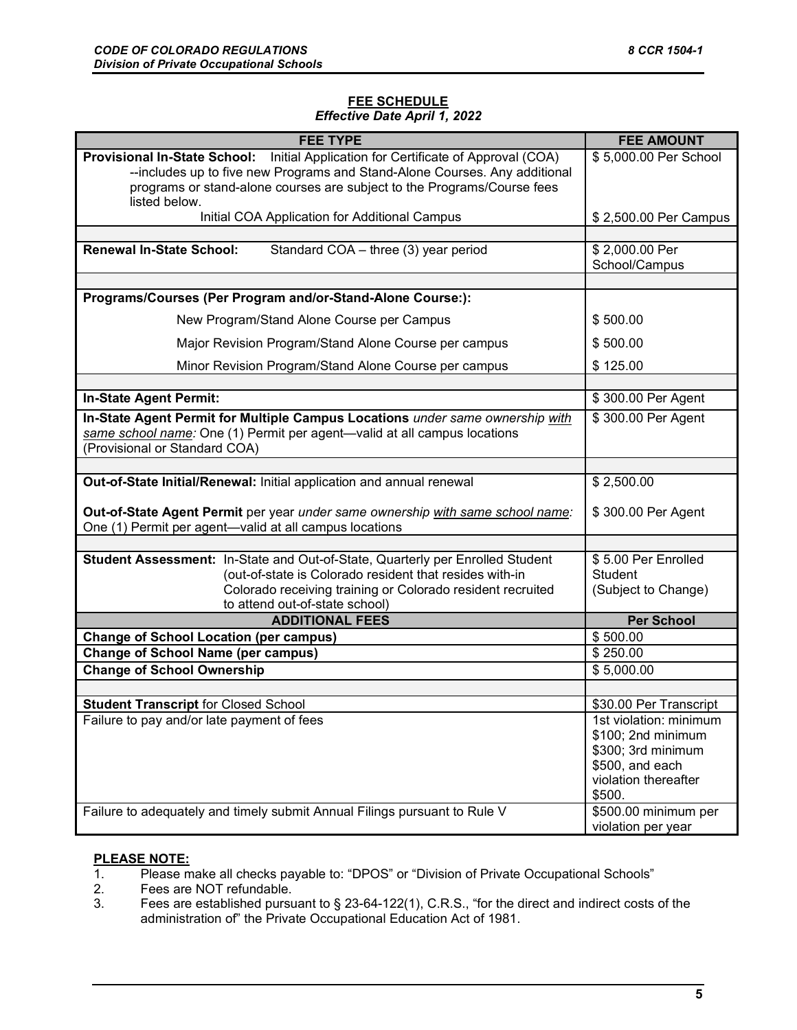## FEE SCHEDULE

*Effective Date April 1, 2022*

| FEE TYPE | FEE AMOUNT |
|---|---|
| **Provisional In-State School:** Initial Application for Certificate of Approval (COA) --includes up to five new Programs and Stand-Alone Courses. Any additional programs or stand-alone courses are subject to the Programs/Course fees listed below. | $ 5,000.00 Per School |
| Initial COA Application for Additional Campus | $ 2,500.00 Per Campus |
| | |
| **Renewal In-State School:** Standard COA – three (3) year period | $ 2,000.00 Per School/Campus |
| | |
| **Programs/Courses (Per Program and/or-Stand-Alone Course:):** | |
| New Program/Stand Alone Course per Campus | $ 500.00 |
| Major Revision Program/Stand Alone Course per campus | $ 500.00 |
| Minor Revision Program/Stand Alone Course per campus | $ 125.00 |
| | |
| **In-State Agent Permit:** | $ 300.00 Per Agent |
| **In-State Agent Permit for Multiple Campus Locations** *under same ownership with same school name:* One (1) Permit per agent—valid at all campus locations (Provisional or Standard COA) | $ 300.00 Per Agent |
| | |
| **Out-of-State Initial/Renewal:** Initial application and annual renewal | $ 2,500.00 |
| **Out-of-State Agent Permit** per year *under same ownership with same school name:* One (1) Permit per agent—valid at all campus locations | $ 300.00 Per Agent |
| | |
| **Student Assessment:** In-State and Out-of-State, Quarterly per Enrolled Student (out-of-state is Colorado resident that resides with-in Colorado receiving training or Colorado resident recruited to attend out-of-state school) | $ 5.00 Per Enrolled Student (Subject to Change) |
| **ADDITIONAL FEES** | **Per School** |
| **Change of School Location (per campus)** | $ 500.00 |
| **Change of School Name (per campus)** | $ 250.00 |
| **Change of School Ownership** | $ 5,000.00 |
| | |
| **Student Transcript** for Closed School | $30.00 Per Transcript |
| Failure to pay and/or late payment of fees | 1st violation: minimum $100; 2nd minimum $300; 3rd minimum $500, and each violation thereafter $500. |
| Failure to adequately and timely submit Annual Filings pursuant to Rule V | $500.00 minimum per violation per year |

**PLEASE NOTE:**

1. Please make all checks payable to: "DPOS" or "Division of Private Occupational Schools"
2. Fees are NOT refundable.
3. Fees are established pursuant to § 23-64-122(1), C.R.S., "for the direct and indirect costs of the administration of" the Private Occupational Education Act of 1981.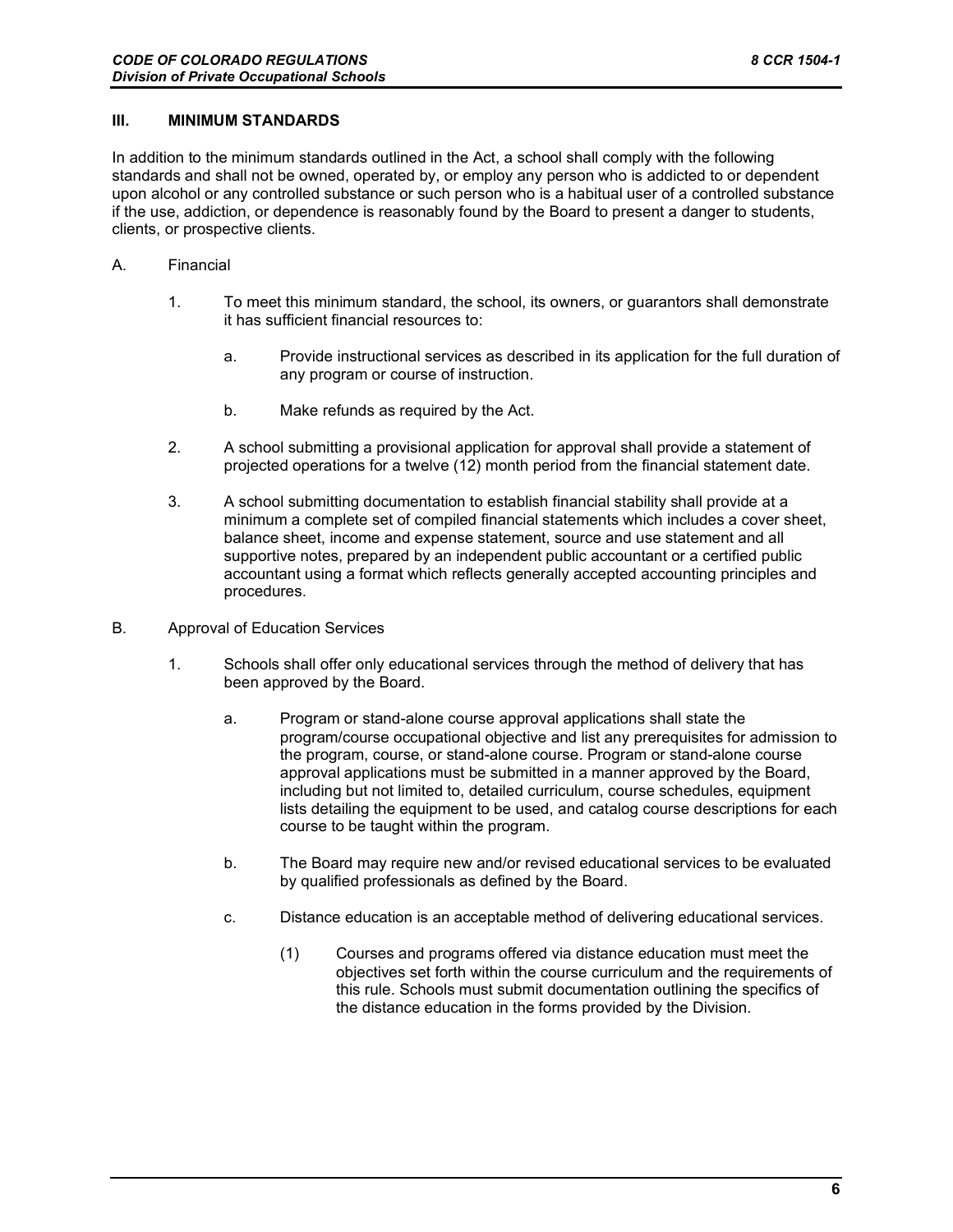## III. MINIMUM STANDARDS

In addition to the minimum standards outlined in the Act, a school shall comply with the following standards and shall not be owned, operated by, or employ any person who is addicted to or dependent upon alcohol or any controlled substance or such person who is a habitual user of a controlled substance if the use, addiction, or dependence is reasonably found by the Board to present a danger to students, clients, or prospective clients.

A. Financial

1. To meet this minimum standard, the school, its owners, or guarantors shall demonstrate it has sufficient financial resources to:

   a. Provide instructional services as described in its application for the full duration of any program or course of instruction.

   b. Make refunds as required by the Act.

2. A school submitting a provisional application for approval shall provide a statement of projected operations for a twelve (12) month period from the financial statement date.

3. A school submitting documentation to establish financial stability shall provide at a minimum a complete set of compiled financial statements which includes a cover sheet, balance sheet, income and expense statement, source and use statement and all supportive notes, prepared by an independent public accountant or a certified public accountant using a format which reflects generally accepted accounting principles and procedures.

B. Approval of Education Services

1. Schools shall offer only educational services through the method of delivery that has been approved by the Board.

   a. Program or stand-alone course approval applications shall state the program/course occupational objective and list any prerequisites for admission to the program, course, or stand-alone course. Program or stand-alone course approval applications must be submitted in a manner approved by the Board, including but not limited to, detailed curriculum, course schedules, equipment lists detailing the equipment to be used, and catalog course descriptions for each course to be taught within the program.

   b. The Board may require new and/or revised educational services to be evaluated by qualified professionals as defined by the Board.

   c. Distance education is an acceptable method of delivering educational services.

      (1) Courses and programs offered via distance education must meet the objectives set forth within the course curriculum and the requirements of this rule. Schools must submit documentation outlining the specifics of the distance education in the forms provided by the Division.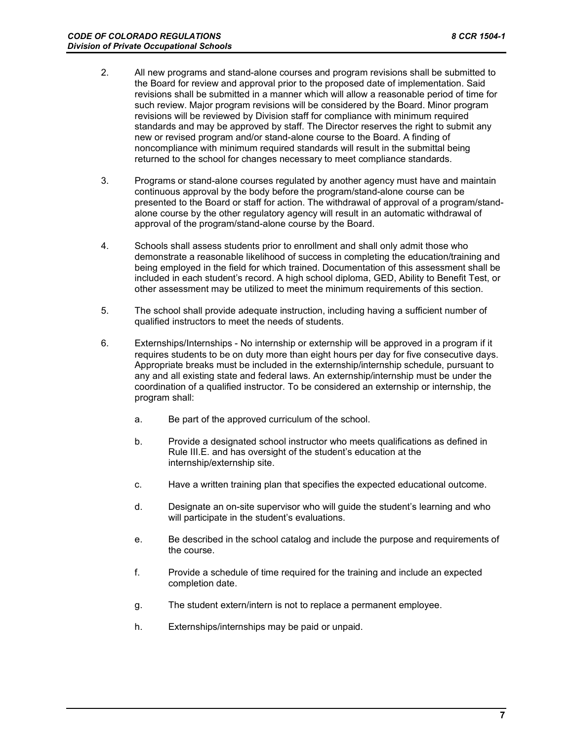2. All new programs and stand-alone courses and program revisions shall be submitted to the Board for review and approval prior to the proposed date of implementation. Said revisions shall be submitted in a manner which will allow a reasonable period of time for such review. Major program revisions will be considered by the Board. Minor program revisions will be reviewed by Division staff for compliance with minimum required standards and may be approved by staff. The Director reserves the right to submit any new or revised program and/or stand-alone course to the Board. A finding of noncompliance with minimum required standards will result in the submittal being returned to the school for changes necessary to meet compliance standards.

3. Programs or stand-alone courses regulated by another agency must have and maintain continuous approval by the body before the program/stand-alone course can be presented to the Board or staff for action. The withdrawal of approval of a program/stand-alone course by the other regulatory agency will result in an automatic withdrawal of approval of the program/stand-alone course by the Board.

4. Schools shall assess students prior to enrollment and shall only admit those who demonstrate a reasonable likelihood of success in completing the education/training and being employed in the field for which trained. Documentation of this assessment shall be included in each student's record. A high school diploma, GED, Ability to Benefit Test, or other assessment may be utilized to meet the minimum requirements of this section.

5. The school shall provide adequate instruction, including having a sufficient number of qualified instructors to meet the needs of students.

6. Externships/Internships - No internship or externship will be approved in a program if it requires students to be on duty more than eight hours per day for five consecutive days. Appropriate breaks must be included in the externship/internship schedule, pursuant to any and all existing state and federal laws. An externship/internship must be under the coordination of a qualified instructor. To be considered an externship or internship, the program shall:

   a. Be part of the approved curriculum of the school.

   b. Provide a designated school instructor who meets qualifications as defined in Rule III.E. and has oversight of the student's education at the internship/externship site.

   c. Have a written training plan that specifies the expected educational outcome.

   d. Designate an on-site supervisor who will guide the student's learning and who will participate in the student's evaluations.

   e. Be described in the school catalog and include the purpose and requirements of the course.

   f. Provide a schedule of time required for the training and include an expected completion date.

   g. The student extern/intern is not to replace a permanent employee.

   h. Externships/internships may be paid or unpaid.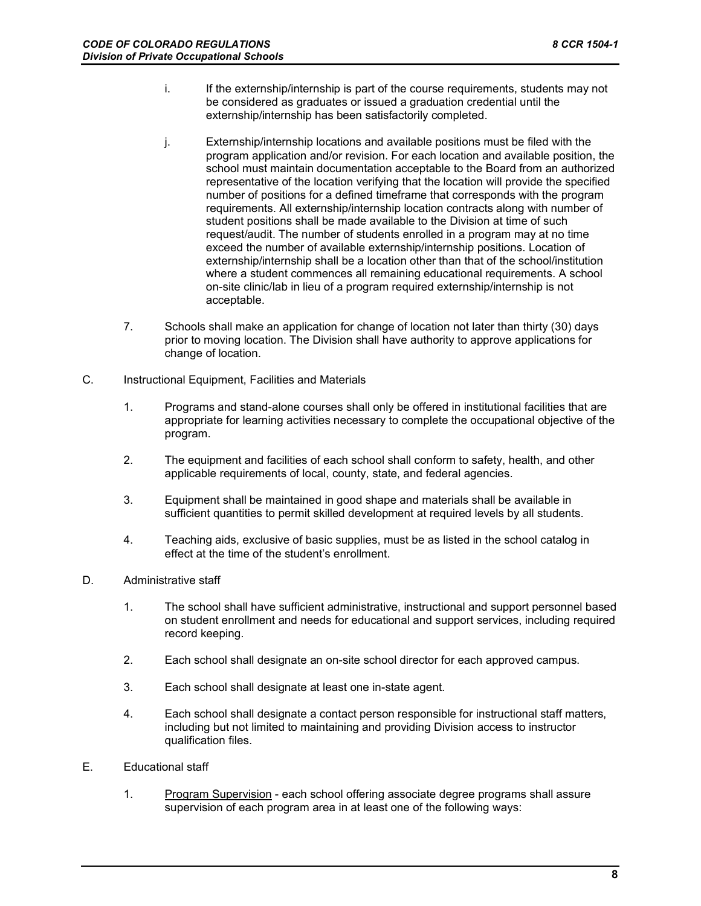i. If the externship/internship is part of the course requirements, students may not be considered as graduates or issued a graduation credential until the externship/internship has been satisfactorily completed.

j. Externship/internship locations and available positions must be filed with the program application and/or revision. For each location and available position, the school must maintain documentation acceptable to the Board from an authorized representative of the location verifying that the location will provide the specified number of positions for a defined timeframe that corresponds with the program requirements. All externship/internship location contracts along with number of student positions shall be made available to the Division at time of such request/audit. The number of students enrolled in a program may at no time exceed the number of available externship/internship positions. Location of externship/internship shall be a location other than that of the school/institution where a student commences all remaining educational requirements. A school on-site clinic/lab in lieu of a program required externship/internship is not acceptable.

7. Schools shall make an application for change of location not later than thirty (30) days prior to moving location. The Division shall have authority to approve applications for change of location.

C. Instructional Equipment, Facilities and Materials

1. Programs and stand-alone courses shall only be offered in institutional facilities that are appropriate for learning activities necessary to complete the occupational objective of the program.

2. The equipment and facilities of each school shall conform to safety, health, and other applicable requirements of local, county, state, and federal agencies.

3. Equipment shall be maintained in good shape and materials shall be available in sufficient quantities to permit skilled development at required levels by all students.

4. Teaching aids, exclusive of basic supplies, must be as listed in the school catalog in effect at the time of the student's enrollment.

D. Administrative staff

1. The school shall have sufficient administrative, instructional and support personnel based on student enrollment and needs for educational and support services, including required record keeping.

2. Each school shall designate an on-site school director for each approved campus.

3. Each school shall designate at least one in-state agent.

4. Each school shall designate a contact person responsible for instructional staff matters, including but not limited to maintaining and providing Division access to instructor qualification files.

E. Educational staff

1. Program Supervision - each school offering associate degree programs shall assure supervision of each program area in at least one of the following ways: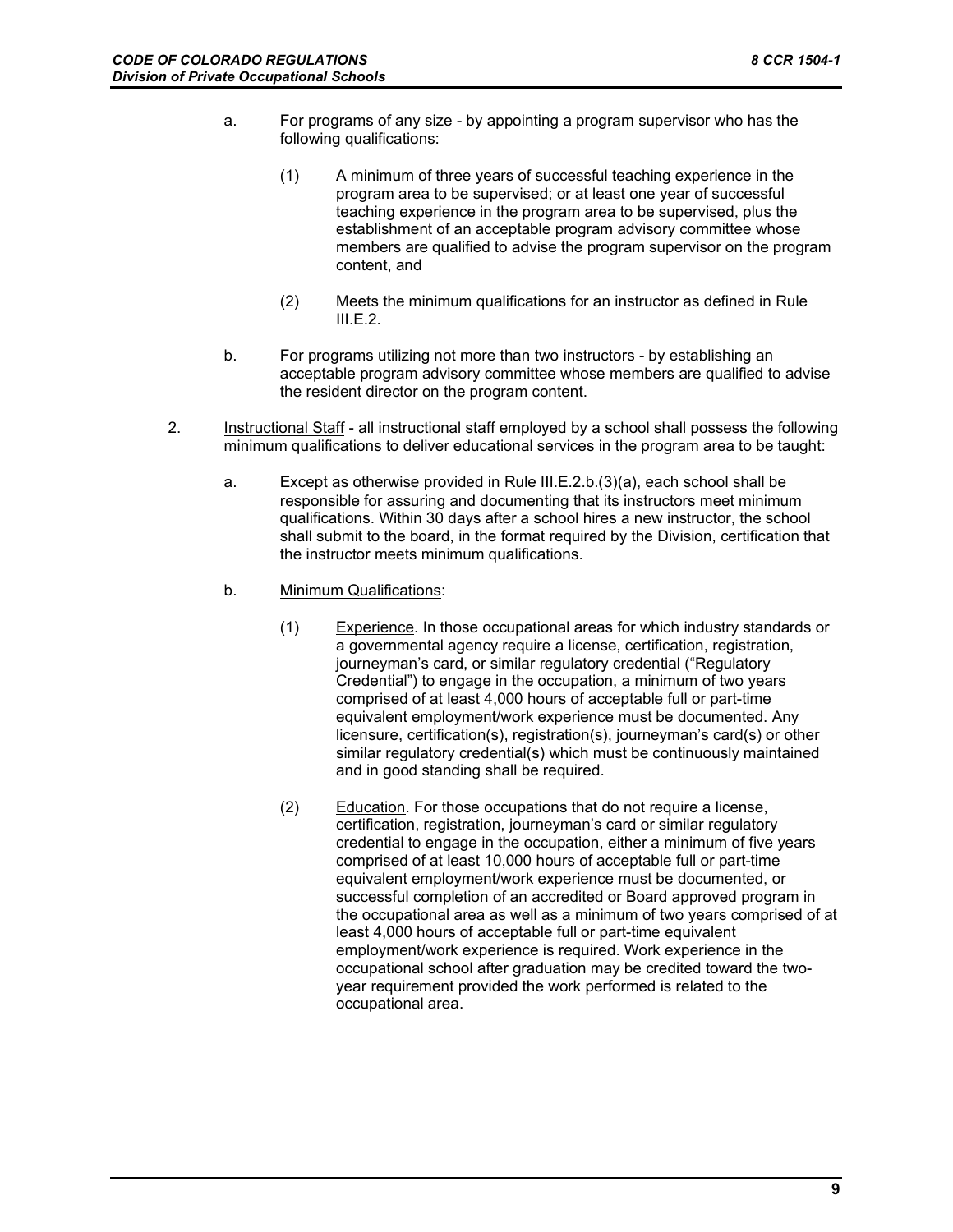a. For programs of any size - by appointing a program supervisor who has the following qualifications:

   (1) A minimum of three years of successful teaching experience in the program area to be supervised; or at least one year of successful teaching experience in the program area to be supervised, plus the establishment of an acceptable program advisory committee whose members are qualified to advise the program supervisor on the program content, and

   (2) Meets the minimum qualifications for an instructor as defined in Rule III.E.2.

b. For programs utilizing not more than two instructors - by establishing an acceptable program advisory committee whose members are qualified to advise the resident director on the program content.

2. <u>Instructional Staff</u> - all instructional staff employed by a school shall possess the following minimum qualifications to deliver educational services in the program area to be taught:

   a. Except as otherwise provided in Rule III.E.2.b.(3)(a), each school shall be responsible for assuring and documenting that its instructors meet minimum qualifications. Within 30 days after a school hires a new instructor, the school shall submit to the board, in the format required by the Division, certification that the instructor meets minimum qualifications.

   b. <u>Minimum Qualifications</u>:

      (1) <u>Experience</u>. In those occupational areas for which industry standards or a governmental agency require a license, certification, registration, journeyman's card, or similar regulatory credential ("Regulatory Credential") to engage in the occupation, a minimum of two years comprised of at least 4,000 hours of acceptable full or part-time equivalent employment/work experience must be documented. Any licensure, certification(s), registration(s), journeyman's card(s) or other similar regulatory credential(s) which must be continuously maintained and in good standing shall be required.

      (2) <u>Education</u>. For those occupations that do not require a license, certification, registration, journeyman's card or similar regulatory credential to engage in the occupation, either a minimum of five years comprised of at least 10,000 hours of acceptable full or part-time equivalent employment/work experience must be documented, or successful completion of an accredited or Board approved program in the occupational area as well as a minimum of two years comprised of at least 4,000 hours of acceptable full or part-time equivalent employment/work experience is required. Work experience in the occupational school after graduation may be credited toward the two-year requirement provided the work performed is related to the occupational area.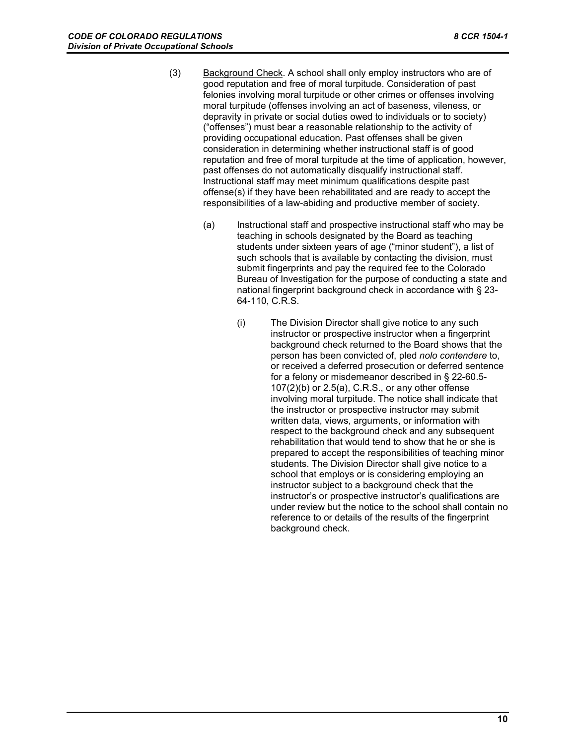(3) Background Check. A school shall only employ instructors who are of good reputation and free of moral turpitude. Consideration of past felonies involving moral turpitude or other crimes or offenses involving moral turpitude (offenses involving an act of baseness, vileness, or depravity in private or social duties owed to individuals or to society) ("offenses") must bear a reasonable relationship to the activity of providing occupational education. Past offenses shall be given consideration in determining whether instructional staff is of good reputation and free of moral turpitude at the time of application, however, past offenses do not automatically disqualify instructional staff. Instructional staff may meet minimum qualifications despite past offense(s) if they have been rehabilitated and are ready to accept the responsibilities of a law-abiding and productive member of society.

(a) Instructional staff and prospective instructional staff who may be teaching in schools designated by the Board as teaching students under sixteen years of age ("minor student"), a list of such schools that is available by contacting the division, must submit fingerprints and pay the required fee to the Colorado Bureau of Investigation for the purpose of conducting a state and national fingerprint background check in accordance with § 23-64-110, C.R.S.

(i) The Division Director shall give notice to any such instructor or prospective instructor when a fingerprint background check returned to the Board shows that the person has been convicted of, pled *nolo contendere* to, or received a deferred prosecution or deferred sentence for a felony or misdemeanor described in § 22-60.5-107(2)(b) or 2.5(a), C.R.S., or any other offense involving moral turpitude. The notice shall indicate that the instructor or prospective instructor may submit written data, views, arguments, or information with respect to the background check and any subsequent rehabilitation that would tend to show that he or she is prepared to accept the responsibilities of teaching minor students. The Division Director shall give notice to a school that employs or is considering employing an instructor subject to a background check that the instructor's or prospective instructor's qualifications are under review but the notice to the school shall contain no reference to or details of the results of the fingerprint background check.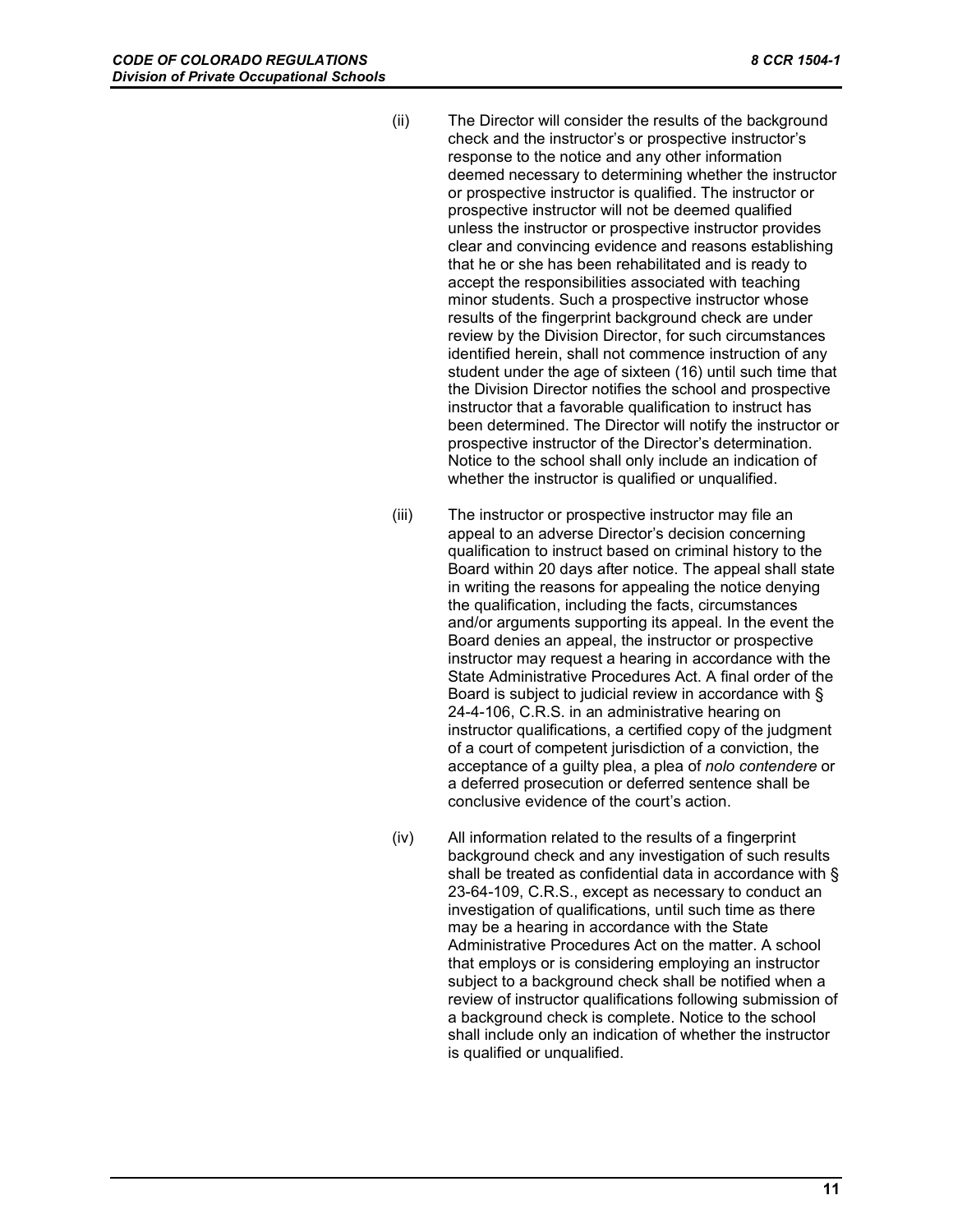(ii) The Director will consider the results of the background check and the instructor's or prospective instructor's response to the notice and any other information deemed necessary to determining whether the instructor or prospective instructor is qualified. The instructor or prospective instructor will not be deemed qualified unless the instructor or prospective instructor provides clear and convincing evidence and reasons establishing that he or she has been rehabilitated and is ready to accept the responsibilities associated with teaching minor students. Such a prospective instructor whose results of the fingerprint background check are under review by the Division Director, for such circumstances identified herein, shall not commence instruction of any student under the age of sixteen (16) until such time that the Division Director notifies the school and prospective instructor that a favorable qualification to instruct has been determined. The Director will notify the instructor or prospective instructor of the Director's determination. Notice to the school shall only include an indication of whether the instructor is qualified or unqualified.

(iii) The instructor or prospective instructor may file an appeal to an adverse Director's decision concerning qualification to instruct based on criminal history to the Board within 20 days after notice. The appeal shall state in writing the reasons for appealing the notice denying the qualification, including the facts, circumstances and/or arguments supporting its appeal. In the event the Board denies an appeal, the instructor or prospective instructor may request a hearing in accordance with the State Administrative Procedures Act. A final order of the Board is subject to judicial review in accordance with § 24-4-106, C.R.S. in an administrative hearing on instructor qualifications, a certified copy of the judgment of a court of competent jurisdiction of a conviction, the acceptance of a guilty plea, a plea of *nolo contendere* or a deferred prosecution or deferred sentence shall be conclusive evidence of the court's action.

(iv) All information related to the results of a fingerprint background check and any investigation of such results shall be treated as confidential data in accordance with § 23-64-109, C.R.S., except as necessary to conduct an investigation of qualifications, until such time as there may be a hearing in accordance with the State Administrative Procedures Act on the matter. A school that employs or is considering employing an instructor subject to a background check shall be notified when a review of instructor qualifications following submission of a background check is complete. Notice to the school shall include only an indication of whether the instructor is qualified or unqualified.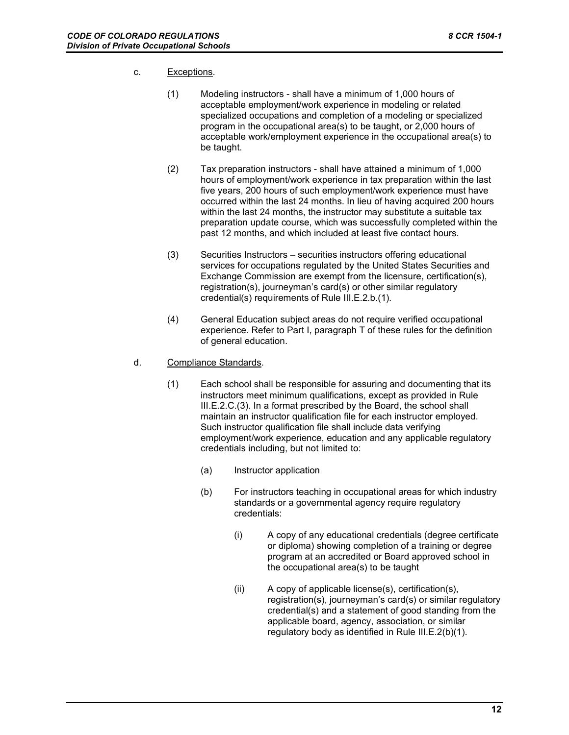c. Exceptions.

(1) Modeling instructors - shall have a minimum of 1,000 hours of acceptable employment/work experience in modeling or related specialized occupations and completion of a modeling or specialized program in the occupational area(s) to be taught, or 2,000 hours of acceptable work/employment experience in the occupational area(s) to be taught.

(2) Tax preparation instructors - shall have attained a minimum of 1,000 hours of employment/work experience in tax preparation within the last five years, 200 hours of such employment/work experience must have occurred within the last 24 months. In lieu of having acquired 200 hours within the last 24 months, the instructor may substitute a suitable tax preparation update course, which was successfully completed within the past 12 months, and which included at least five contact hours.

(3) Securities Instructors – securities instructors offering educational services for occupations regulated by the United States Securities and Exchange Commission are exempt from the licensure, certification(s), registration(s), journeyman's card(s) or other similar regulatory credential(s) requirements of Rule III.E.2.b.(1).

(4) General Education subject areas do not require verified occupational experience. Refer to Part I, paragraph T of these rules for the definition of general education.

d. Compliance Standards.

(1) Each school shall be responsible for assuring and documenting that its instructors meet minimum qualifications, except as provided in Rule III.E.2.C.(3). In a format prescribed by the Board, the school shall maintain an instructor qualification file for each instructor employed. Such instructor qualification file shall include data verifying employment/work experience, education and any applicable regulatory credentials including, but not limited to:

(a) Instructor application

(b) For instructors teaching in occupational areas for which industry standards or a governmental agency require regulatory credentials:

(i) A copy of any educational credentials (degree certificate or diploma) showing completion of a training or degree program at an accredited or Board approved school in the occupational area(s) to be taught

(ii) A copy of applicable license(s), certification(s), registration(s), journeyman's card(s) or similar regulatory credential(s) and a statement of good standing from the applicable board, agency, association, or similar regulatory body as identified in Rule III.E.2(b)(1).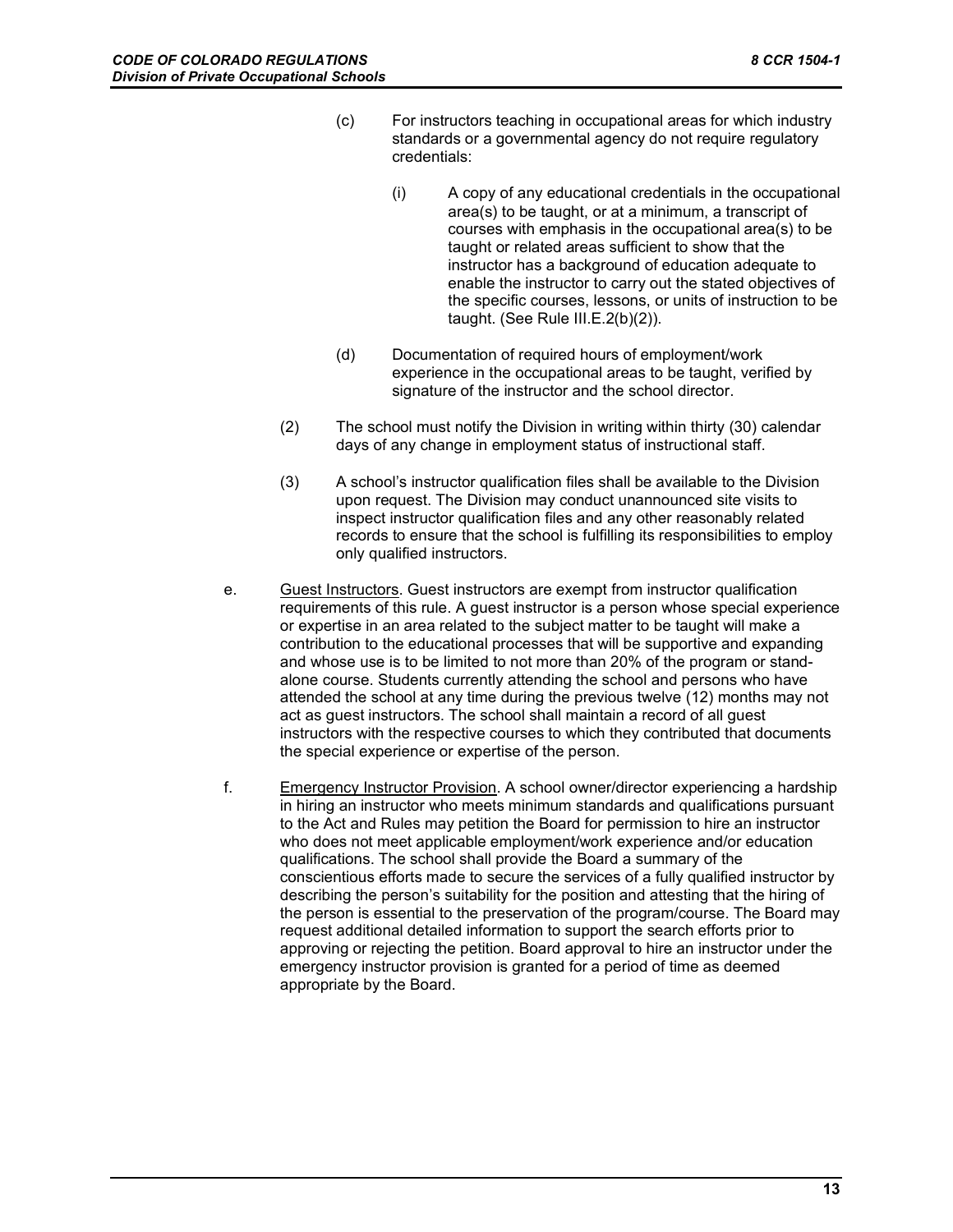(c) For instructors teaching in occupational areas for which industry standards or a governmental agency do not require regulatory credentials:

(i) A copy of any educational credentials in the occupational area(s) to be taught, or at a minimum, a transcript of courses with emphasis in the occupational area(s) to be taught or related areas sufficient to show that the instructor has a background of education adequate to enable the instructor to carry out the stated objectives of the specific courses, lessons, or units of instruction to be taught. (See Rule III.E.2(b)(2)).

(d) Documentation of required hours of employment/work experience in the occupational areas to be taught, verified by signature of the instructor and the school director.

(2) The school must notify the Division in writing within thirty (30) calendar days of any change in employment status of instructional staff.

(3) A school's instructor qualification files shall be available to the Division upon request. The Division may conduct unannounced site visits to inspect instructor qualification files and any other reasonably related records to ensure that the school is fulfilling its responsibilities to employ only qualified instructors.

e. Guest Instructors. Guest instructors are exempt from instructor qualification requirements of this rule. A guest instructor is a person whose special experience or expertise in an area related to the subject matter to be taught will make a contribution to the educational processes that will be supportive and expanding and whose use is to be limited to not more than 20% of the program or stand-alone course. Students currently attending the school and persons who have attended the school at any time during the previous twelve (12) months may not act as guest instructors. The school shall maintain a record of all guest instructors with the respective courses to which they contributed that documents the special experience or expertise of the person.

f. Emergency Instructor Provision. A school owner/director experiencing a hardship in hiring an instructor who meets minimum standards and qualifications pursuant to the Act and Rules may petition the Board for permission to hire an instructor who does not meet applicable employment/work experience and/or education qualifications. The school shall provide the Board a summary of the conscientious efforts made to secure the services of a fully qualified instructor by describing the person's suitability for the position and attesting that the hiring of the person is essential to the preservation of the program/course. The Board may request additional detailed information to support the search efforts prior to approving or rejecting the petition. Board approval to hire an instructor under the emergency instructor provision is granted for a period of time as deemed appropriate by the Board.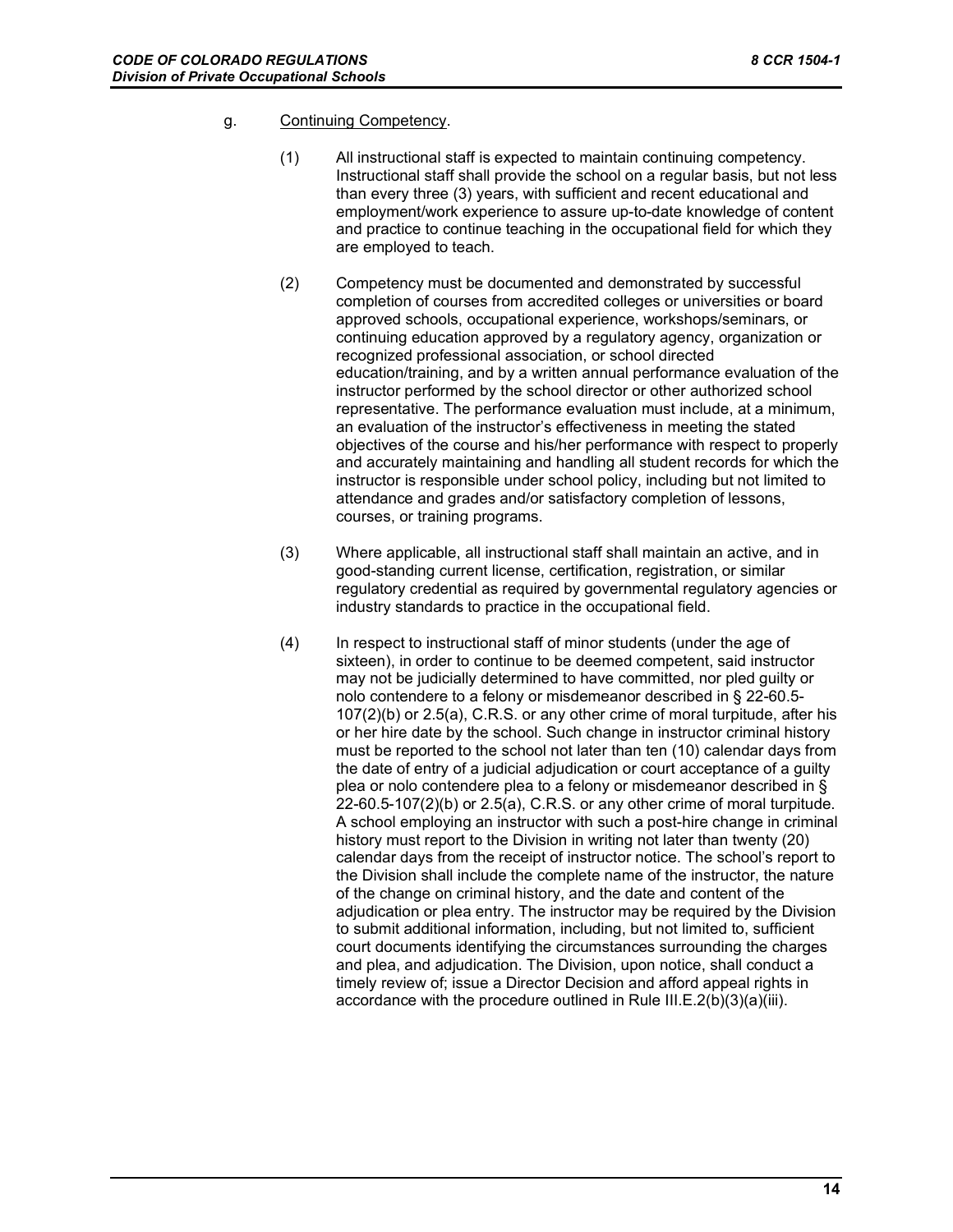g. <u>Continuing Competency</u>.

(1) All instructional staff is expected to maintain continuing competency. Instructional staff shall provide the school on a regular basis, but not less than every three (3) years, with sufficient and recent educational and employment/work experience to assure up-to-date knowledge of content and practice to continue teaching in the occupational field for which they are employed to teach.

(2) Competency must be documented and demonstrated by successful completion of courses from accredited colleges or universities or board approved schools, occupational experience, workshops/seminars, or continuing education approved by a regulatory agency, organization or recognized professional association, or school directed education/training, and by a written annual performance evaluation of the instructor performed by the school director or other authorized school representative. The performance evaluation must include, at a minimum, an evaluation of the instructor's effectiveness in meeting the stated objectives of the course and his/her performance with respect to properly and accurately maintaining and handling all student records for which the instructor is responsible under school policy, including but not limited to attendance and grades and/or satisfactory completion of lessons, courses, or training programs.

(3) Where applicable, all instructional staff shall maintain an active, and in good-standing current license, certification, registration, or similar regulatory credential as required by governmental regulatory agencies or industry standards to practice in the occupational field.

(4) In respect to instructional staff of minor students (under the age of sixteen), in order to continue to be deemed competent, said instructor may not be judicially determined to have committed, nor pled guilty or nolo contendere to a felony or misdemeanor described in § 22-60.5-107(2)(b) or 2.5(a), C.R.S. or any other crime of moral turpitude, after his or her hire date by the school. Such change in instructor criminal history must be reported to the school not later than ten (10) calendar days from the date of entry of a judicial adjudication or court acceptance of a guilty plea or nolo contendere plea to a felony or misdemeanor described in § 22-60.5-107(2)(b) or 2.5(a), C.R.S. or any other crime of moral turpitude. A school employing an instructor with such a post-hire change in criminal history must report to the Division in writing not later than twenty (20) calendar days from the receipt of instructor notice. The school's report to the Division shall include the complete name of the instructor, the nature of the change on criminal history, and the date and content of the adjudication or plea entry. The instructor may be required by the Division to submit additional information, including, but not limited to, sufficient court documents identifying the circumstances surrounding the charges and plea, and adjudication. The Division, upon notice, shall conduct a timely review of; issue a Director Decision and afford appeal rights in accordance with the procedure outlined in Rule III.E.2(b)(3)(a)(iii).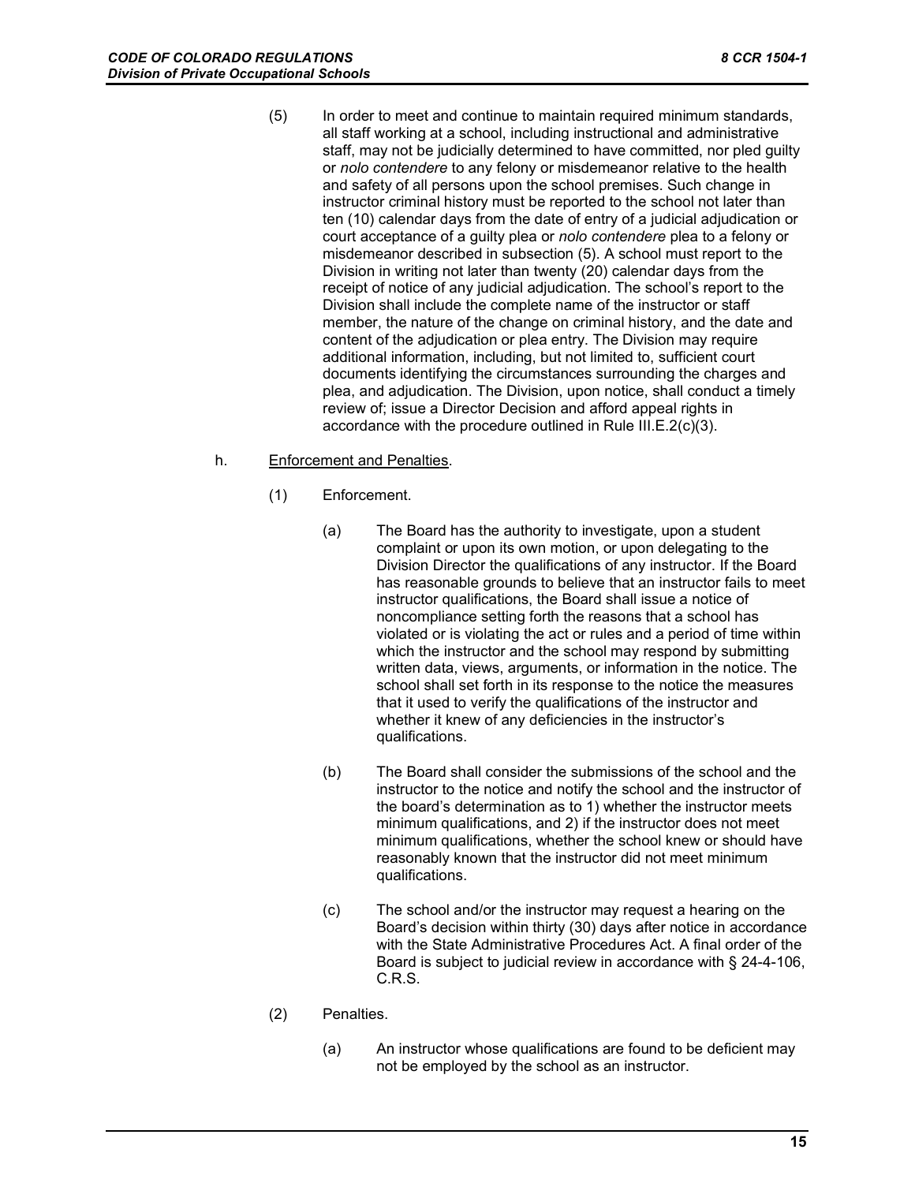(5) In order to meet and continue to maintain required minimum standards, all staff working at a school, including instructional and administrative staff, may not be judicially determined to have committed, nor pled guilty or *nolo contendere* to any felony or misdemeanor relative to the health and safety of all persons upon the school premises. Such change in instructor criminal history must be reported to the school not later than ten (10) calendar days from the date of entry of a judicial adjudication or court acceptance of a guilty plea or *nolo contendere* plea to a felony or misdemeanor described in subsection (5). A school must report to the Division in writing not later than twenty (20) calendar days from the receipt of notice of any judicial adjudication. The school's report to the Division shall include the complete name of the instructor or staff member, the nature of the change on criminal history, and the date and content of the adjudication or plea entry. The Division may require additional information, including, but not limited to, sufficient court documents identifying the circumstances surrounding the charges and plea, and adjudication. The Division, upon notice, shall conduct a timely review of; issue a Director Decision and afford appeal rights in accordance with the procedure outlined in Rule III.E.2(c)(3).

h. Enforcement and Penalties.

(1) Enforcement.

(a) The Board has the authority to investigate, upon a student complaint or upon its own motion, or upon delegating to the Division Director the qualifications of any instructor. If the Board has reasonable grounds to believe that an instructor fails to meet instructor qualifications, the Board shall issue a notice of noncompliance setting forth the reasons that a school has violated or is violating the act or rules and a period of time within which the instructor and the school may respond by submitting written data, views, arguments, or information in the notice. The school shall set forth in its response to the notice the measures that it used to verify the qualifications of the instructor and whether it knew of any deficiencies in the instructor's qualifications.

(b) The Board shall consider the submissions of the school and the instructor to the notice and notify the school and the instructor of the board's determination as to 1) whether the instructor meets minimum qualifications, and 2) if the instructor does not meet minimum qualifications, whether the school knew or should have reasonably known that the instructor did not meet minimum qualifications.

(c) The school and/or the instructor may request a hearing on the Board's decision within thirty (30) days after notice in accordance with the State Administrative Procedures Act. A final order of the Board is subject to judicial review in accordance with § 24-4-106, C.R.S.

(2) Penalties.

(a) An instructor whose qualifications are found to be deficient may not be employed by the school as an instructor.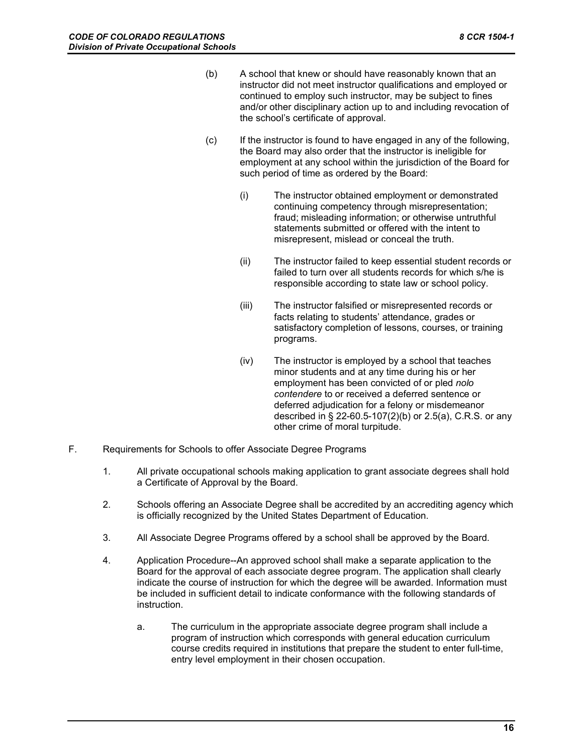(b) A school that knew or should have reasonably known that an instructor did not meet instructor qualifications and employed or continued to employ such instructor, may be subject to fines and/or other disciplinary action up to and including revocation of the school's certificate of approval.

(c) If the instructor is found to have engaged in any of the following, the Board may also order that the instructor is ineligible for employment at any school within the jurisdiction of the Board for such period of time as ordered by the Board:

(i) The instructor obtained employment or demonstrated continuing competency through misrepresentation; fraud; misleading information; or otherwise untruthful statements submitted or offered with the intent to misrepresent, mislead or conceal the truth.

(ii) The instructor failed to keep essential student records or failed to turn over all students records for which s/he is responsible according to state law or school policy.

(iii) The instructor falsified or misrepresented records or facts relating to students' attendance, grades or satisfactory completion of lessons, courses, or training programs.

(iv) The instructor is employed by a school that teaches minor students and at any time during his or her employment has been convicted of or pled *nolo contendere* to or received a deferred sentence or deferred adjudication for a felony or misdemeanor described in § 22-60.5-107(2)(b) or 2.5(a), C.R.S. or any other crime of moral turpitude.

F. Requirements for Schools to offer Associate Degree Programs

1. All private occupational schools making application to grant associate degrees shall hold a Certificate of Approval by the Board.

2. Schools offering an Associate Degree shall be accredited by an accrediting agency which is officially recognized by the United States Department of Education.

3. All Associate Degree Programs offered by a school shall be approved by the Board.

4. Application Procedure--An approved school shall make a separate application to the Board for the approval of each associate degree program. The application shall clearly indicate the course of instruction for which the degree will be awarded. Information must be included in sufficient detail to indicate conformance with the following standards of instruction.

   a. The curriculum in the appropriate associate degree program shall include a program of instruction which corresponds with general education curriculum course credits required in institutions that prepare the student to enter full-time, entry level employment in their chosen occupation.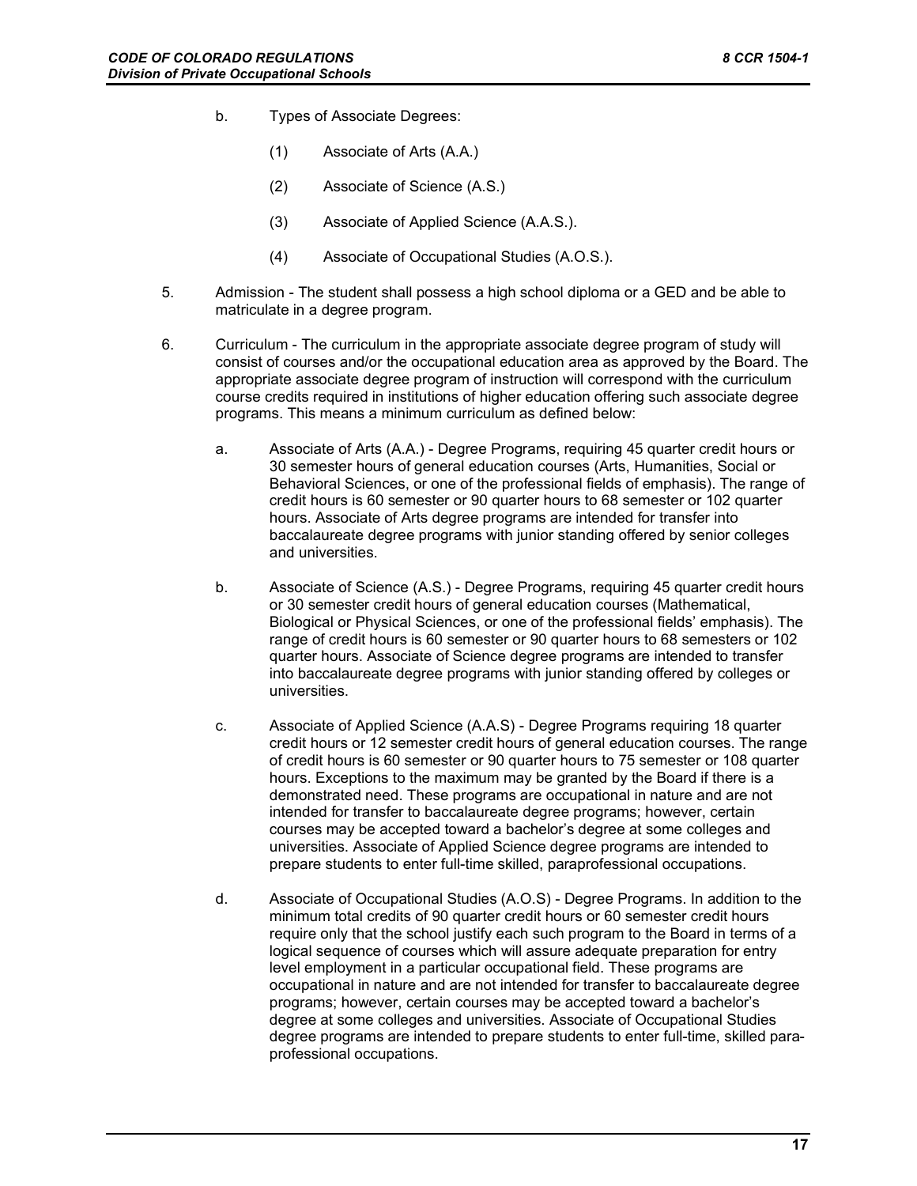b. Types of Associate Degrees:

(1) Associate of Arts (A.A.)

(2) Associate of Science (A.S.)

(3) Associate of Applied Science (A.A.S.).

(4) Associate of Occupational Studies (A.O.S.).

5. Admission - The student shall possess a high school diploma or a GED and be able to matriculate in a degree program.

6. Curriculum - The curriculum in the appropriate associate degree program of study will consist of courses and/or the occupational education area as approved by the Board. The appropriate associate degree program of instruction will correspond with the curriculum course credits required in institutions of higher education offering such associate degree programs. This means a minimum curriculum as defined below:

a. Associate of Arts (A.A.) - Degree Programs, requiring 45 quarter credit hours or 30 semester hours of general education courses (Arts, Humanities, Social or Behavioral Sciences, or one of the professional fields of emphasis). The range of credit hours is 60 semester or 90 quarter hours to 68 semester or 102 quarter hours. Associate of Arts degree programs are intended for transfer into baccalaureate degree programs with junior standing offered by senior colleges and universities.

b. Associate of Science (A.S.) - Degree Programs, requiring 45 quarter credit hours or 30 semester credit hours of general education courses (Mathematical, Biological or Physical Sciences, or one of the professional fields' emphasis). The range of credit hours is 60 semester or 90 quarter hours to 68 semesters or 102 quarter hours. Associate of Science degree programs are intended to transfer into baccalaureate degree programs with junior standing offered by colleges or universities.

c. Associate of Applied Science (A.A.S) - Degree Programs requiring 18 quarter credit hours or 12 semester credit hours of general education courses. The range of credit hours is 60 semester or 90 quarter hours to 75 semester or 108 quarter hours. Exceptions to the maximum may be granted by the Board if there is a demonstrated need. These programs are occupational in nature and are not intended for transfer to baccalaureate degree programs; however, certain courses may be accepted toward a bachelor's degree at some colleges and universities. Associate of Applied Science degree programs are intended to prepare students to enter full-time skilled, paraprofessional occupations.

d. Associate of Occupational Studies (A.O.S) - Degree Programs. In addition to the minimum total credits of 90 quarter credit hours or 60 semester credit hours require only that the school justify each such program to the Board in terms of a logical sequence of courses which will assure adequate preparation for entry level employment in a particular occupational field. These programs are occupational in nature and are not intended for transfer to baccalaureate degree programs; however, certain courses may be accepted toward a bachelor's degree at some colleges and universities. Associate of Occupational Studies degree programs are intended to prepare students to enter full-time, skilled para-professional occupations.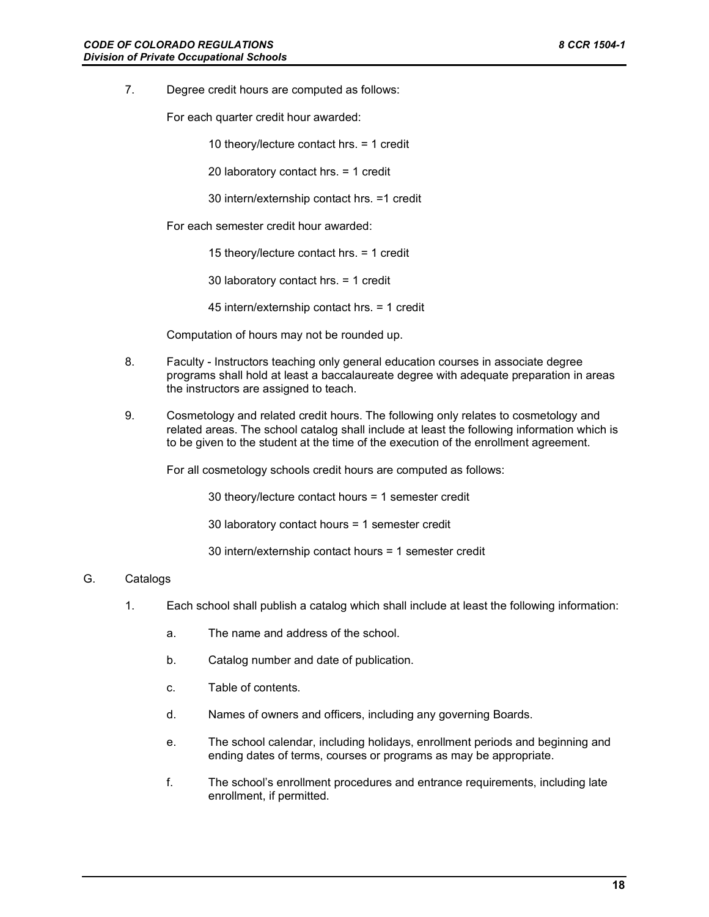7. Degree credit hours are computed as follows:

   For each quarter credit hour awarded:

   10 theory/lecture contact hrs. = 1 credit

   20 laboratory contact hrs. = 1 credit

   30 intern/externship contact hrs. =1 credit

   For each semester credit hour awarded:

   15 theory/lecture contact hrs. = 1 credit

   30 laboratory contact hrs. = 1 credit

   45 intern/externship contact hrs. = 1 credit

   Computation of hours may not be rounded up.

8. Faculty - Instructors teaching only general education courses in associate degree programs shall hold at least a baccalaureate degree with adequate preparation in areas the instructors are assigned to teach.

9. Cosmetology and related credit hours. The following only relates to cosmetology and related areas. The school catalog shall include at least the following information which is to be given to the student at the time of the execution of the enrollment agreement.

   For all cosmetology schools credit hours are computed as follows:

   30 theory/lecture contact hours = 1 semester credit

   30 laboratory contact hours = 1 semester credit

   30 intern/externship contact hours = 1 semester credit

G. Catalogs

1. Each school shall publish a catalog which shall include at least the following information:

   a. The name and address of the school.

   b. Catalog number and date of publication.

   c. Table of contents.

   d. Names of owners and officers, including any governing Boards.

   e. The school calendar, including holidays, enrollment periods and beginning and ending dates of terms, courses or programs as may be appropriate.

   f. The school's enrollment procedures and entrance requirements, including late enrollment, if permitted.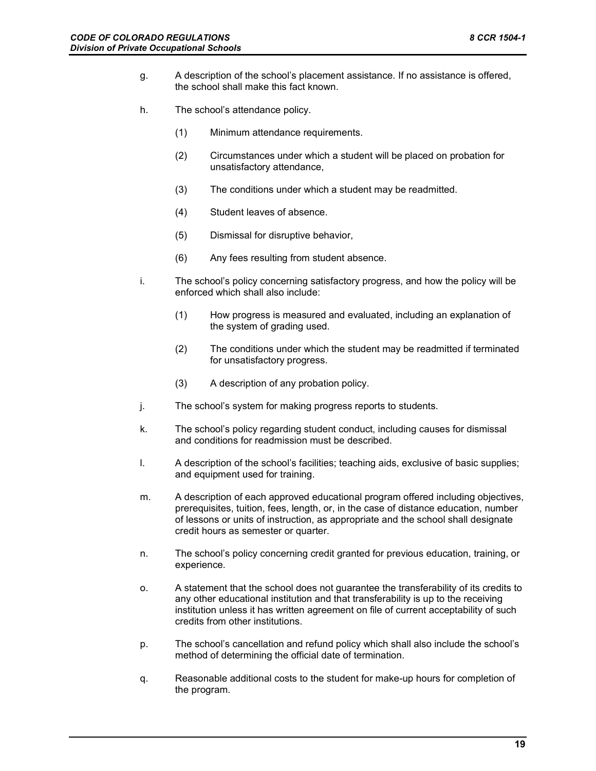g. A description of the school's placement assistance. If no assistance is offered, the school shall make this fact known.

h. The school's attendance policy.

   (1) Minimum attendance requirements.

   (2) Circumstances under which a student will be placed on probation for unsatisfactory attendance,

   (3) The conditions under which a student may be readmitted.

   (4) Student leaves of absence.

   (5) Dismissal for disruptive behavior,

   (6) Any fees resulting from student absence.

i. The school's policy concerning satisfactory progress, and how the policy will be enforced which shall also include:

   (1) How progress is measured and evaluated, including an explanation of the system of grading used.

   (2) The conditions under which the student may be readmitted if terminated for unsatisfactory progress.

   (3) A description of any probation policy.

j. The school's system for making progress reports to students.

k. The school's policy regarding student conduct, including causes for dismissal and conditions for readmission must be described.

l. A description of the school's facilities; teaching aids, exclusive of basic supplies; and equipment used for training.

m. A description of each approved educational program offered including objectives, prerequisites, tuition, fees, length, or, in the case of distance education, number of lessons or units of instruction, as appropriate and the school shall designate credit hours as semester or quarter.

n. The school's policy concerning credit granted for previous education, training, or experience.

o. A statement that the school does not guarantee the transferability of its credits to any other educational institution and that transferability is up to the receiving institution unless it has written agreement on file of current acceptability of such credits from other institutions.

p. The school's cancellation and refund policy which shall also include the school's method of determining the official date of termination.

q. Reasonable additional costs to the student for make-up hours for completion of the program.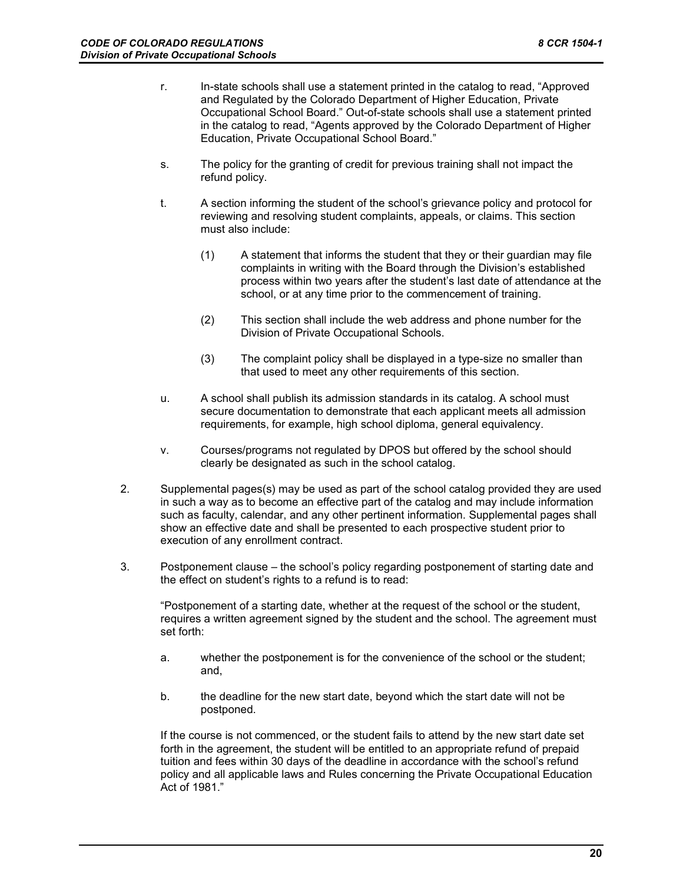r. In-state schools shall use a statement printed in the catalog to read, "Approved and Regulated by the Colorado Department of Higher Education, Private Occupational School Board." Out-of-state schools shall use a statement printed in the catalog to read, "Agents approved by the Colorado Department of Higher Education, Private Occupational School Board."

s. The policy for the granting of credit for previous training shall not impact the refund policy.

t. A section informing the student of the school's grievance policy and protocol for reviewing and resolving student complaints, appeals, or claims. This section must also include:

   (1) A statement that informs the student that they or their guardian may file complaints in writing with the Board through the Division's established process within two years after the student's last date of attendance at the school, or at any time prior to the commencement of training.

   (2) This section shall include the web address and phone number for the Division of Private Occupational Schools.

   (3) The complaint policy shall be displayed in a type-size no smaller than that used to meet any other requirements of this section.

u. A school shall publish its admission standards in its catalog. A school must secure documentation to demonstrate that each applicant meets all admission requirements, for example, high school diploma, general equivalency.

v. Courses/programs not regulated by DPOS but offered by the school should clearly be designated as such in the school catalog.

2. Supplemental pages(s) may be used as part of the school catalog provided they are used in such a way as to become an effective part of the catalog and may include information such as faculty, calendar, and any other pertinent information. Supplemental pages shall show an effective date and shall be presented to each prospective student prior to execution of any enrollment contract.

3. Postponement clause – the school's policy regarding postponement of starting date and the effect on student's rights to a refund is to read:

   "Postponement of a starting date, whether at the request of the school or the student, requires a written agreement signed by the student and the school. The agreement must set forth:

   a. whether the postponement is for the convenience of the school or the student; and,

   b. the deadline for the new start date, beyond which the start date will not be postponed.

   If the course is not commenced, or the student fails to attend by the new start date set forth in the agreement, the student will be entitled to an appropriate refund of prepaid tuition and fees within 30 days of the deadline in accordance with the school's refund policy and all applicable laws and Rules concerning the Private Occupational Education Act of 1981."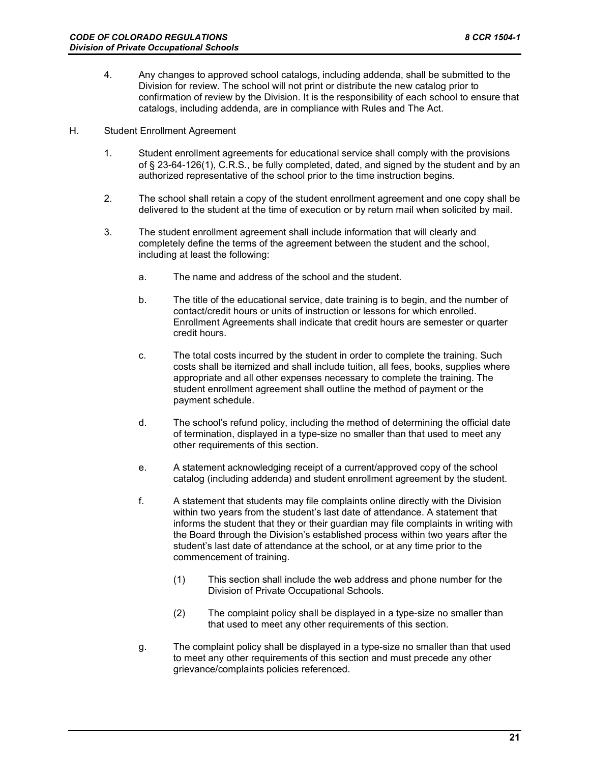4. Any changes to approved school catalogs, including addenda, shall be submitted to the Division for review. The school will not print or distribute the new catalog prior to confirmation of review by the Division. It is the responsibility of each school to ensure that catalogs, including addenda, are in compliance with Rules and The Act.

H. Student Enrollment Agreement

1. Student enrollment agreements for educational service shall comply with the provisions of § 23-64-126(1), C.R.S., be fully completed, dated, and signed by the student and by an authorized representative of the school prior to the time instruction begins.

2. The school shall retain a copy of the student enrollment agreement and one copy shall be delivered to the student at the time of execution or by return mail when solicited by mail.

3. The student enrollment agreement shall include information that will clearly and completely define the terms of the agreement between the student and the school, including at least the following:

   a. The name and address of the school and the student.

   b. The title of the educational service, date training is to begin, and the number of contact/credit hours or units of instruction or lessons for which enrolled. Enrollment Agreements shall indicate that credit hours are semester or quarter credit hours.

   c. The total costs incurred by the student in order to complete the training. Such costs shall be itemized and shall include tuition, all fees, books, supplies where appropriate and all other expenses necessary to complete the training. The student enrollment agreement shall outline the method of payment or the payment schedule.

   d. The school's refund policy, including the method of determining the official date of termination, displayed in a type-size no smaller than that used to meet any other requirements of this section.

   e. A statement acknowledging receipt of a current/approved copy of the school catalog (including addenda) and student enrollment agreement by the student.

   f. A statement that students may file complaints online directly with the Division within two years from the student's last date of attendance. A statement that informs the student that they or their guardian may file complaints in writing with the Board through the Division's established process within two years after the student's last date of attendance at the school, or at any time prior to the commencement of training.

      (1) This section shall include the web address and phone number for the Division of Private Occupational Schools.

      (2) The complaint policy shall be displayed in a type-size no smaller than that used to meet any other requirements of this section.

   g. The complaint policy shall be displayed in a type-size no smaller than that used to meet any other requirements of this section and must precede any other grievance/complaints policies referenced.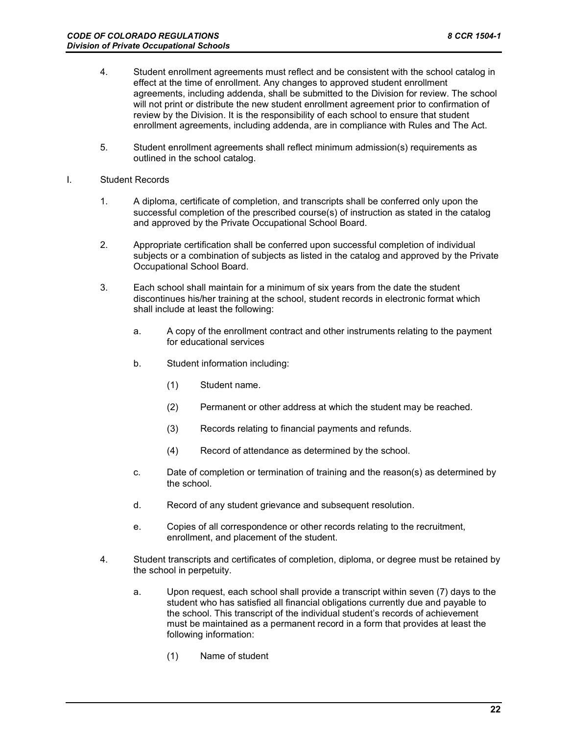4. Student enrollment agreements must reflect and be consistent with the school catalog in effect at the time of enrollment. Any changes to approved student enrollment agreements, including addenda, shall be submitted to the Division for review. The school will not print or distribute the new student enrollment agreement prior to confirmation of review by the Division. It is the responsibility of each school to ensure that student enrollment agreements, including addenda, are in compliance with Rules and The Act.

5. Student enrollment agreements shall reflect minimum admission(s) requirements as outlined in the school catalog.

I. Student Records

1. A diploma, certificate of completion, and transcripts shall be conferred only upon the successful completion of the prescribed course(s) of instruction as stated in the catalog and approved by the Private Occupational School Board.

2. Appropriate certification shall be conferred upon successful completion of individual subjects or a combination of subjects as listed in the catalog and approved by the Private Occupational School Board.

3. Each school shall maintain for a minimum of six years from the date the student discontinues his/her training at the school, student records in electronic format which shall include at least the following:

   a. A copy of the enrollment contract and other instruments relating to the payment for educational services

   b. Student information including:

      (1) Student name.

      (2) Permanent or other address at which the student may be reached.

      (3) Records relating to financial payments and refunds.

      (4) Record of attendance as determined by the school.

   c. Date of completion or termination of training and the reason(s) as determined by the school.

   d. Record of any student grievance and subsequent resolution.

   e. Copies of all correspondence or other records relating to the recruitment, enrollment, and placement of the student.

4. Student transcripts and certificates of completion, diploma, or degree must be retained by the school in perpetuity.

   a. Upon request, each school shall provide a transcript within seven (7) days to the student who has satisfied all financial obligations currently due and payable to the school. This transcript of the individual student's records of achievement must be maintained as a permanent record in a form that provides at least the following information:

      (1) Name of student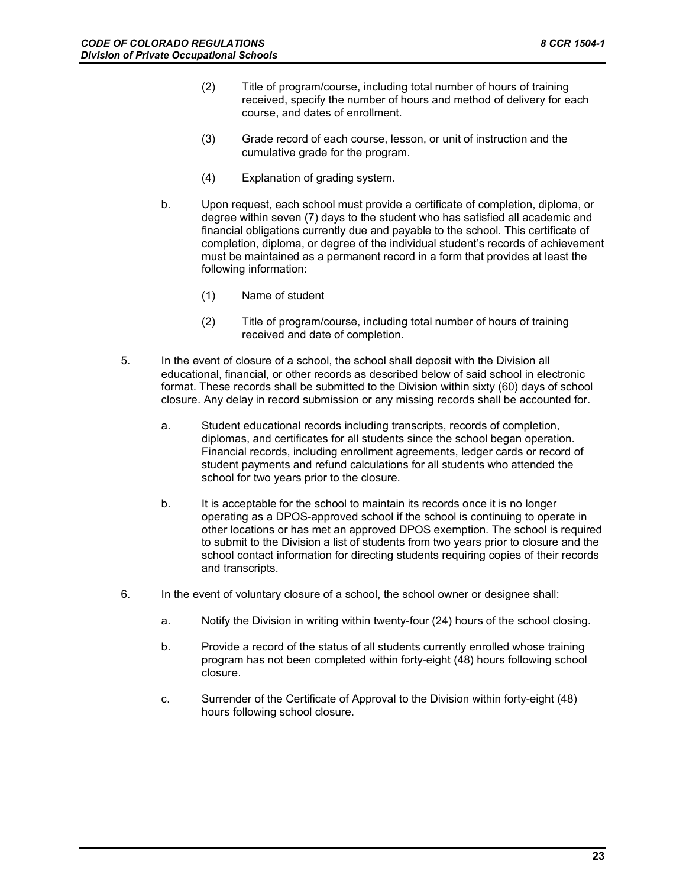(2) Title of program/course, including total number of hours of training received, specify the number of hours and method of delivery for each course, and dates of enrollment.

(3) Grade record of each course, lesson, or unit of instruction and the cumulative grade for the program.

(4) Explanation of grading system.

b. Upon request, each school must provide a certificate of completion, diploma, or degree within seven (7) days to the student who has satisfied all academic and financial obligations currently due and payable to the school. This certificate of completion, diploma, or degree of the individual student's records of achievement must be maintained as a permanent record in a form that provides at least the following information:

(1) Name of student

(2) Title of program/course, including total number of hours of training received and date of completion.

5. In the event of closure of a school, the school shall deposit with the Division all educational, financial, or other records as described below of said school in electronic format. These records shall be submitted to the Division within sixty (60) days of school closure. Any delay in record submission or any missing records shall be accounted for.

a. Student educational records including transcripts, records of completion, diplomas, and certificates for all students since the school began operation. Financial records, including enrollment agreements, ledger cards or record of student payments and refund calculations for all students who attended the school for two years prior to the closure.

b. It is acceptable for the school to maintain its records once it is no longer operating as a DPOS-approved school if the school is continuing to operate in other locations or has met an approved DPOS exemption. The school is required to submit to the Division a list of students from two years prior to closure and the school contact information for directing students requiring copies of their records and transcripts.

6. In the event of voluntary closure of a school, the school owner or designee shall:

a. Notify the Division in writing within twenty-four (24) hours of the school closing.

b. Provide a record of the status of all students currently enrolled whose training program has not been completed within forty-eight (48) hours following school closure.

c. Surrender of the Certificate of Approval to the Division within forty-eight (48) hours following school closure.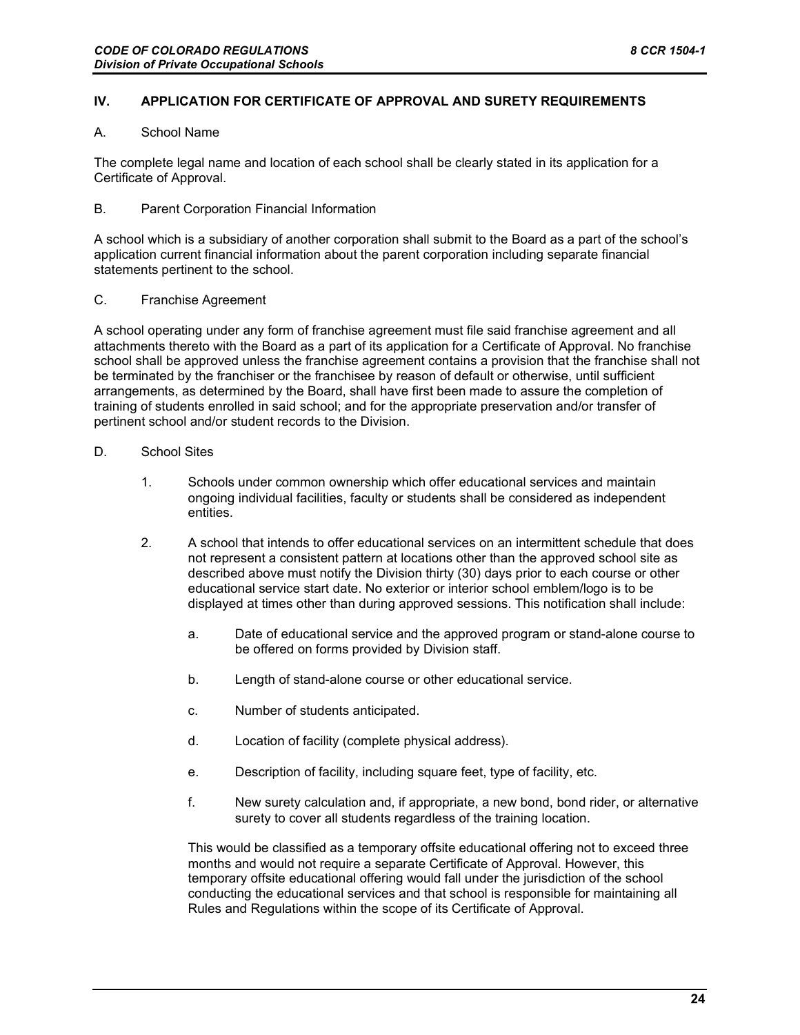## IV. APPLICATION FOR CERTIFICATE OF APPROVAL AND SURETY REQUIREMENTS

### A. School Name

The complete legal name and location of each school shall be clearly stated in its application for a Certificate of Approval.

### B. Parent Corporation Financial Information

A school which is a subsidiary of another corporation shall submit to the Board as a part of the school's application current financial information about the parent corporation including separate financial statements pertinent to the school.

### C. Franchise Agreement

A school operating under any form of franchise agreement must file said franchise agreement and all attachments thereto with the Board as a part of its application for a Certificate of Approval. No franchise school shall be approved unless the franchise agreement contains a provision that the franchise shall not be terminated by the franchiser or the franchisee by reason of default or otherwise, until sufficient arrangements, as determined by the Board, shall have first been made to assure the completion of training of students enrolled in said school; and for the appropriate preservation and/or transfer of pertinent school and/or student records to the Division.

### D. School Sites

1. Schools under common ownership which offer educational services and maintain ongoing individual facilities, faculty or students shall be considered as independent entities.

2. A school that intends to offer educational services on an intermittent schedule that does not represent a consistent pattern at locations other than the approved school site as described above must notify the Division thirty (30) days prior to each course or other educational service start date. No exterior or interior school emblem/logo is to be displayed at times other than during approved sessions. This notification shall include:

   a. Date of educational service and the approved program or stand-alone course to be offered on forms provided by Division staff.

   b. Length of stand-alone course or other educational service.

   c. Number of students anticipated.

   d. Location of facility (complete physical address).

   e. Description of facility, including square feet, type of facility, etc.

   f. New surety calculation and, if appropriate, a new bond, bond rider, or alternative surety to cover all students regardless of the training location.

   This would be classified as a temporary offsite educational offering not to exceed three months and would not require a separate Certificate of Approval. However, this temporary offsite educational offering would fall under the jurisdiction of the school conducting the educational services and that school is responsible for maintaining all Rules and Regulations within the scope of its Certificate of Approval.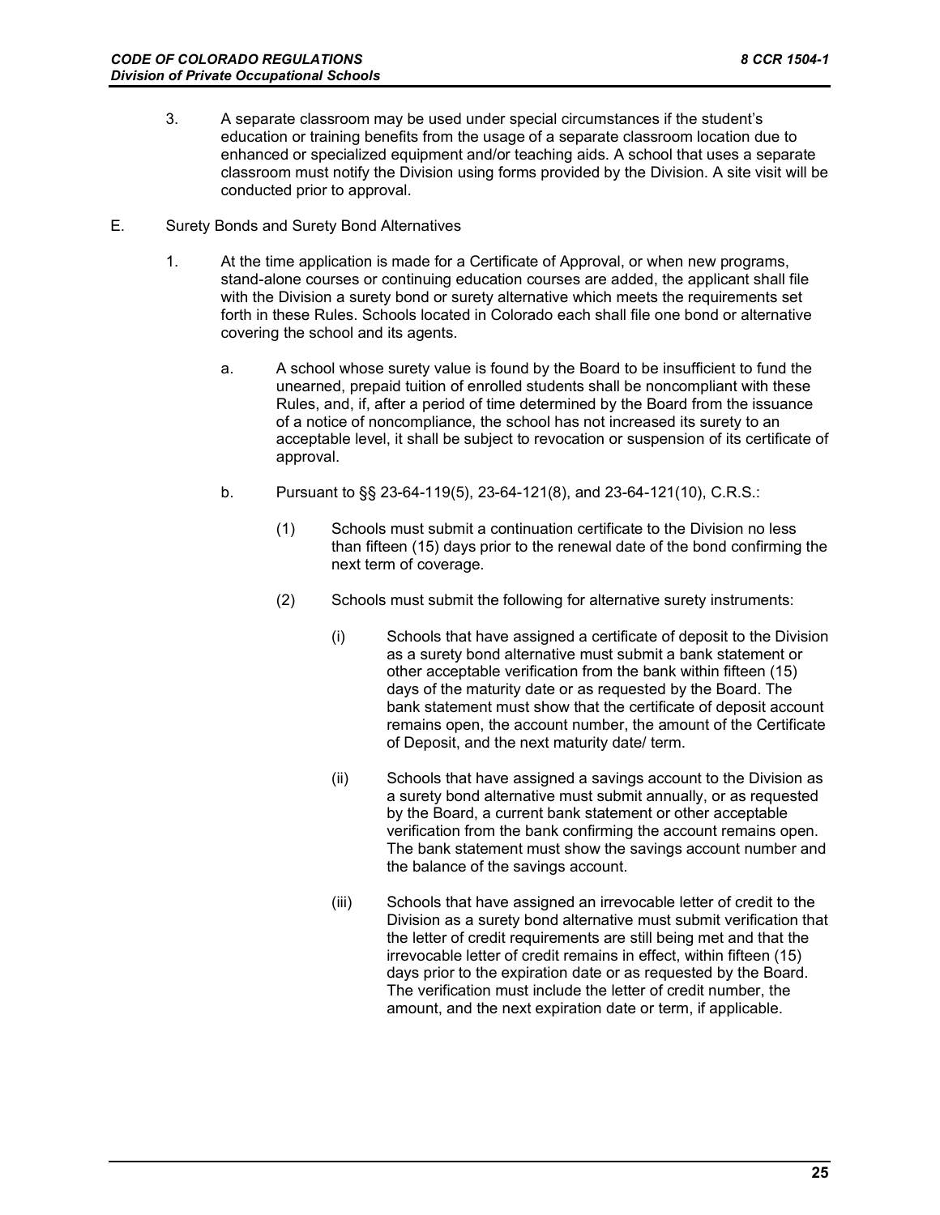3. A separate classroom may be used under special circumstances if the student's education or training benefits from the usage of a separate classroom location due to enhanced or specialized equipment and/or teaching aids. A school that uses a separate classroom must notify the Division using forms provided by the Division. A site visit will be conducted prior to approval.

E. Surety Bonds and Surety Bond Alternatives

1. At the time application is made for a Certificate of Approval, or when new programs, stand-alone courses or continuing education courses are added, the applicant shall file with the Division a surety bond or surety alternative which meets the requirements set forth in these Rules. Schools located in Colorado each shall file one bond or alternative covering the school and its agents.

   a. A school whose surety value is found by the Board to be insufficient to fund the unearned, prepaid tuition of enrolled students shall be noncompliant with these Rules, and, if, after a period of time determined by the Board from the issuance of a notice of noncompliance, the school has not increased its surety to an acceptable level, it shall be subject to revocation or suspension of its certificate of approval.

   b. Pursuant to §§ 23-64-119(5), 23-64-121(8), and 23-64-121(10), C.R.S.:

      (1) Schools must submit a continuation certificate to the Division no less than fifteen (15) days prior to the renewal date of the bond confirming the next term of coverage.

      (2) Schools must submit the following for alternative surety instruments:

         (i) Schools that have assigned a certificate of deposit to the Division as a surety bond alternative must submit a bank statement or other acceptable verification from the bank within fifteen (15) days of the maturity date or as requested by the Board. The bank statement must show that the certificate of deposit account remains open, the account number, the amount of the Certificate of Deposit, and the next maturity date/ term.

         (ii) Schools that have assigned a savings account to the Division as a surety bond alternative must submit annually, or as requested by the Board, a current bank statement or other acceptable verification from the bank confirming the account remains open. The bank statement must show the savings account number and the balance of the savings account.

         (iii) Schools that have assigned an irrevocable letter of credit to the Division as a surety bond alternative must submit verification that the letter of credit requirements are still being met and that the irrevocable letter of credit remains in effect, within fifteen (15) days prior to the expiration date or as requested by the Board. The verification must include the letter of credit number, the amount, and the next expiration date or term, if applicable.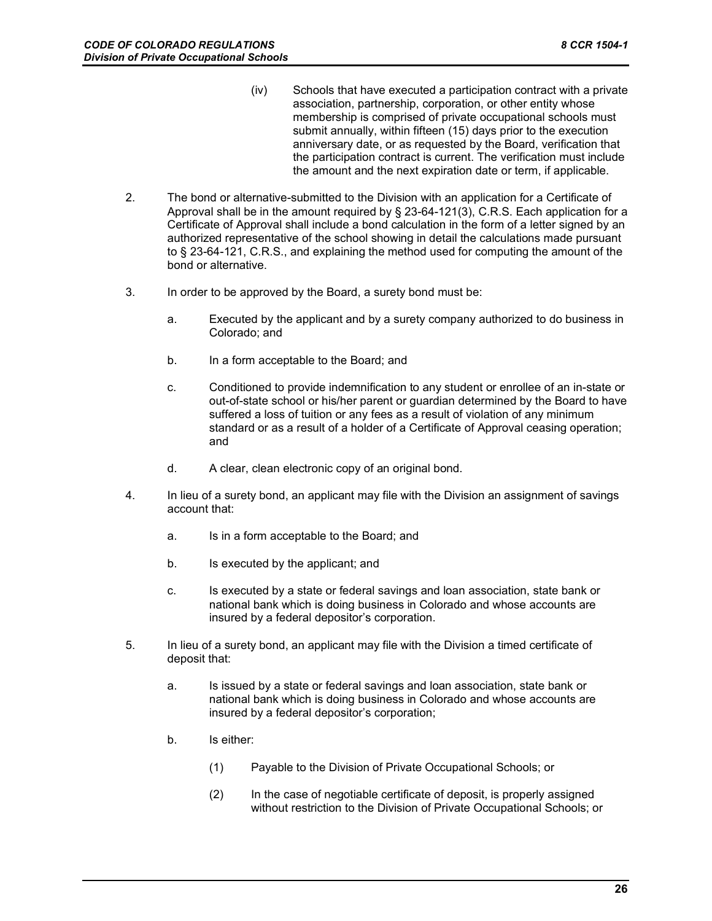(iv) Schools that have executed a participation contract with a private association, partnership, corporation, or other entity whose membership is comprised of private occupational schools must submit annually, within fifteen (15) days prior to the execution anniversary date, or as requested by the Board, verification that the participation contract is current. The verification must include the amount and the next expiration date or term, if applicable.

2. The bond or alternative-submitted to the Division with an application for a Certificate of Approval shall be in the amount required by § 23-64-121(3), C.R.S. Each application for a Certificate of Approval shall include a bond calculation in the form of a letter signed by an authorized representative of the school showing in detail the calculations made pursuant to § 23-64-121, C.R.S., and explaining the method used for computing the amount of the bond or alternative.

3. In order to be approved by the Board, a surety bond must be:

   a. Executed by the applicant and by a surety company authorized to do business in Colorado; and

   b. In a form acceptable to the Board; and

   c. Conditioned to provide indemnification to any student or enrollee of an in-state or out-of-state school or his/her parent or guardian determined by the Board to have suffered a loss of tuition or any fees as a result of violation of any minimum standard or as a result of a holder of a Certificate of Approval ceasing operation; and

   d. A clear, clean electronic copy of an original bond.

4. In lieu of a surety bond, an applicant may file with the Division an assignment of savings account that:

   a. Is in a form acceptable to the Board; and

   b. Is executed by the applicant; and

   c. Is executed by a state or federal savings and loan association, state bank or national bank which is doing business in Colorado and whose accounts are insured by a federal depositor's corporation.

5. In lieu of a surety bond, an applicant may file with the Division a timed certificate of deposit that:

   a. Is issued by a state or federal savings and loan association, state bank or national bank which is doing business in Colorado and whose accounts are insured by a federal depositor's corporation;

   b. Is either:

      (1) Payable to the Division of Private Occupational Schools; or

      (2) In the case of negotiable certificate of deposit, is properly assigned without restriction to the Division of Private Occupational Schools; or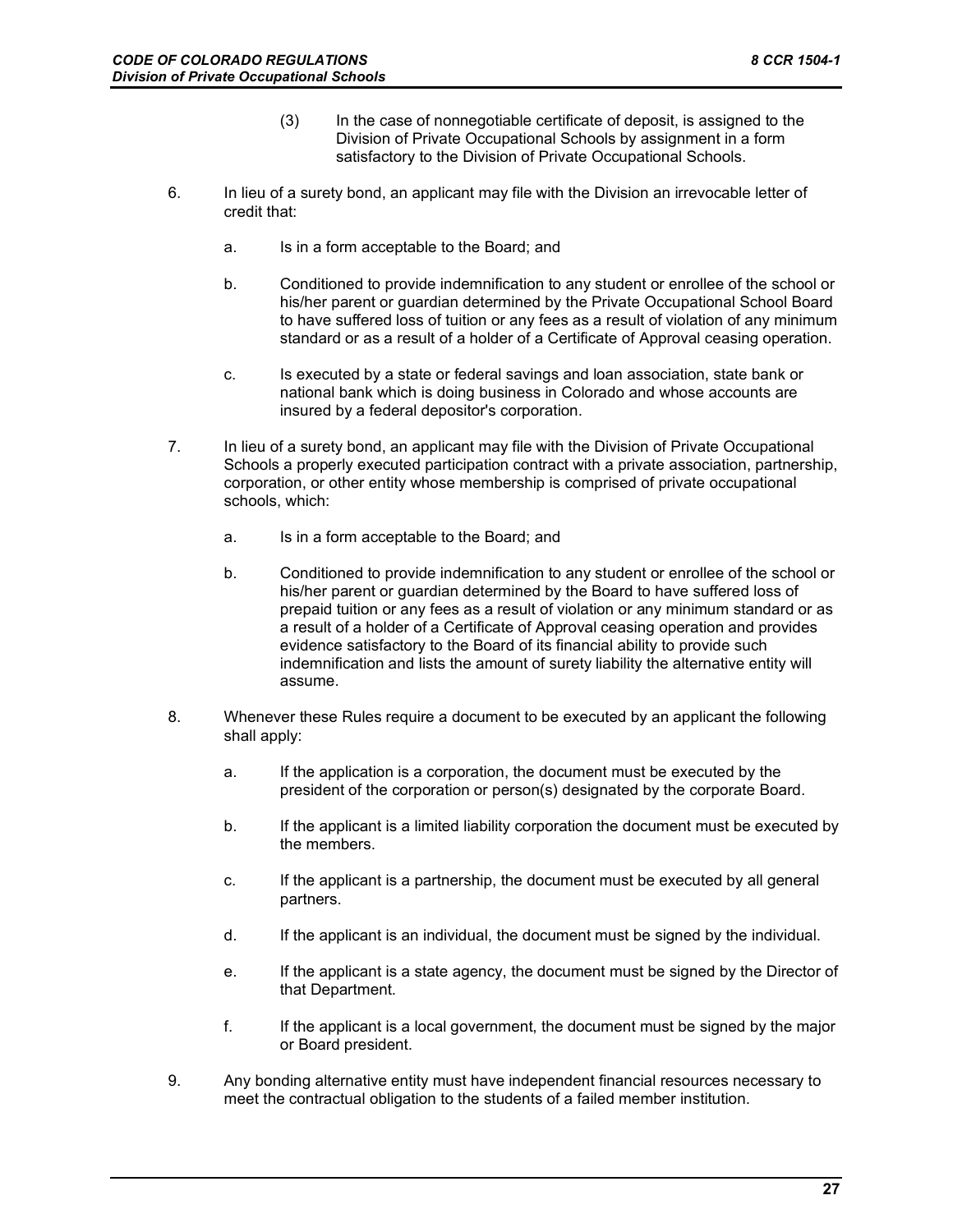(3) In the case of nonnegotiable certificate of deposit, is assigned to the Division of Private Occupational Schools by assignment in a form satisfactory to the Division of Private Occupational Schools.

6. In lieu of a surety bond, an applicant may file with the Division an irrevocable letter of credit that:

   a. Is in a form acceptable to the Board; and

   b. Conditioned to provide indemnification to any student or enrollee of the school or his/her parent or guardian determined by the Private Occupational School Board to have suffered loss of tuition or any fees as a result of violation of any minimum standard or as a result of a holder of a Certificate of Approval ceasing operation.

   c. Is executed by a state or federal savings and loan association, state bank or national bank which is doing business in Colorado and whose accounts are insured by a federal depositor's corporation.

7. In lieu of a surety bond, an applicant may file with the Division of Private Occupational Schools a properly executed participation contract with a private association, partnership, corporation, or other entity whose membership is comprised of private occupational schools, which:

   a. Is in a form acceptable to the Board; and

   b. Conditioned to provide indemnification to any student or enrollee of the school or his/her parent or guardian determined by the Board to have suffered loss of prepaid tuition or any fees as a result of violation or any minimum standard or as a result of a holder of a Certificate of Approval ceasing operation and provides evidence satisfactory to the Board of its financial ability to provide such indemnification and lists the amount of surety liability the alternative entity will assume.

8. Whenever these Rules require a document to be executed by an applicant the following shall apply:

   a. If the application is a corporation, the document must be executed by the president of the corporation or person(s) designated by the corporate Board.

   b. If the applicant is a limited liability corporation the document must be executed by the members.

   c. If the applicant is a partnership, the document must be executed by all general partners.

   d. If the applicant is an individual, the document must be signed by the individual.

   e. If the applicant is a state agency, the document must be signed by the Director of that Department.

   f. If the applicant is a local government, the document must be signed by the major or Board president.

9. Any bonding alternative entity must have independent financial resources necessary to meet the contractual obligation to the students of a failed member institution.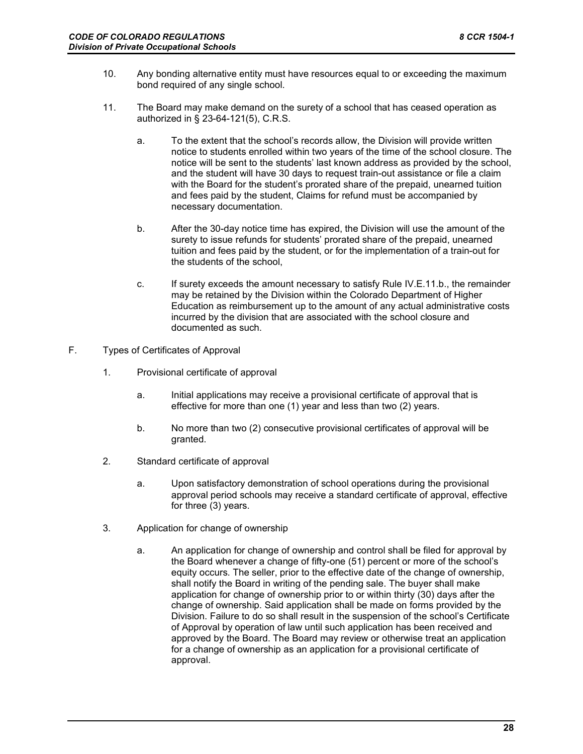10. Any bonding alternative entity must have resources equal to or exceeding the maximum bond required of any single school.

11. The Board may make demand on the surety of a school that has ceased operation as authorized in § 23-64-121(5), C.R.S.

    a. To the extent that the school's records allow, the Division will provide written notice to students enrolled within two years of the time of the school closure. The notice will be sent to the students' last known address as provided by the school, and the student will have 30 days to request train-out assistance or file a claim with the Board for the student's prorated share of the prepaid, unearned tuition and fees paid by the student, Claims for refund must be accompanied by necessary documentation.

    b. After the 30-day notice time has expired, the Division will use the amount of the surety to issue refunds for students' prorated share of the prepaid, unearned tuition and fees paid by the student, or for the implementation of a train-out for the students of the school,

    c. If surety exceeds the amount necessary to satisfy Rule IV.E.11.b., the remainder may be retained by the Division within the Colorado Department of Higher Education as reimbursement up to the amount of any actual administrative costs incurred by the division that are associated with the school closure and documented as such.

F. Types of Certificates of Approval

1. Provisional certificate of approval

    a. Initial applications may receive a provisional certificate of approval that is effective for more than one (1) year and less than two (2) years.

    b. No more than two (2) consecutive provisional certificates of approval will be granted.

2. Standard certificate of approval

    a. Upon satisfactory demonstration of school operations during the provisional approval period schools may receive a standard certificate of approval, effective for three (3) years.

3. Application for change of ownership

    a. An application for change of ownership and control shall be filed for approval by the Board whenever a change of fifty-one (51) percent or more of the school's equity occurs. The seller, prior to the effective date of the change of ownership, shall notify the Board in writing of the pending sale. The buyer shall make application for change of ownership prior to or within thirty (30) days after the change of ownership. Said application shall be made on forms provided by the Division. Failure to do so shall result in the suspension of the school's Certificate of Approval by operation of law until such application has been received and approved by the Board. The Board may review or otherwise treat an application for a change of ownership as an application for a provisional certificate of approval.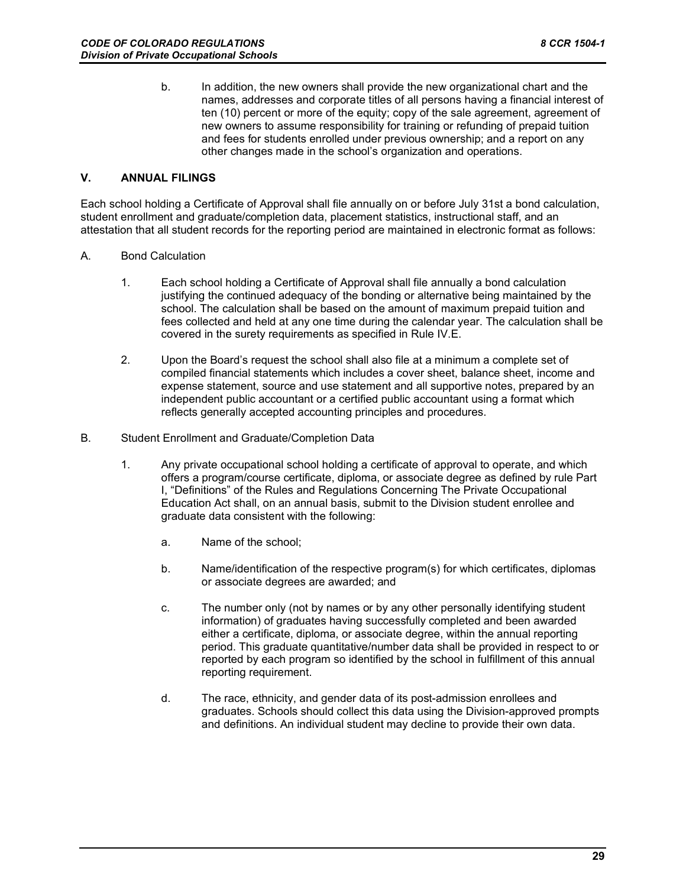b. In addition, the new owners shall provide the new organizational chart and the names, addresses and corporate titles of all persons having a financial interest of ten (10) percent or more of the equity; copy of the sale agreement, agreement of new owners to assume responsibility for training or refunding of prepaid tuition and fees for students enrolled under previous ownership; and a report on any other changes made in the school's organization and operations.

## V. ANNUAL FILINGS

Each school holding a Certificate of Approval shall file annually on or before July 31st a bond calculation, student enrollment and graduate/completion data, placement statistics, instructional staff, and an attestation that all student records for the reporting period are maintained in electronic format as follows:

A. Bond Calculation

1. Each school holding a Certificate of Approval shall file annually a bond calculation justifying the continued adequacy of the bonding or alternative being maintained by the school. The calculation shall be based on the amount of maximum prepaid tuition and fees collected and held at any one time during the calendar year. The calculation shall be covered in the surety requirements as specified in Rule IV.E.

2. Upon the Board's request the school shall also file at a minimum a complete set of compiled financial statements which includes a cover sheet, balance sheet, income and expense statement, source and use statement and all supportive notes, prepared by an independent public accountant or a certified public accountant using a format which reflects generally accepted accounting principles and procedures.

B. Student Enrollment and Graduate/Completion Data

1. Any private occupational school holding a certificate of approval to operate, and which offers a program/course certificate, diploma, or associate degree as defined by rule Part I, "Definitions" of the Rules and Regulations Concerning The Private Occupational Education Act shall, on an annual basis, submit to the Division student enrollee and graduate data consistent with the following:

   a. Name of the school;

   b. Name/identification of the respective program(s) for which certificates, diplomas or associate degrees are awarded; and

   c. The number only (not by names or by any other personally identifying student information) of graduates having successfully completed and been awarded either a certificate, diploma, or associate degree, within the annual reporting period. This graduate quantitative/number data shall be provided in respect to or reported by each program so identified by the school in fulfillment of this annual reporting requirement.

   d. The race, ethnicity, and gender data of its post-admission enrollees and graduates. Schools should collect this data using the Division-approved prompts and definitions. An individual student may decline to provide their own data.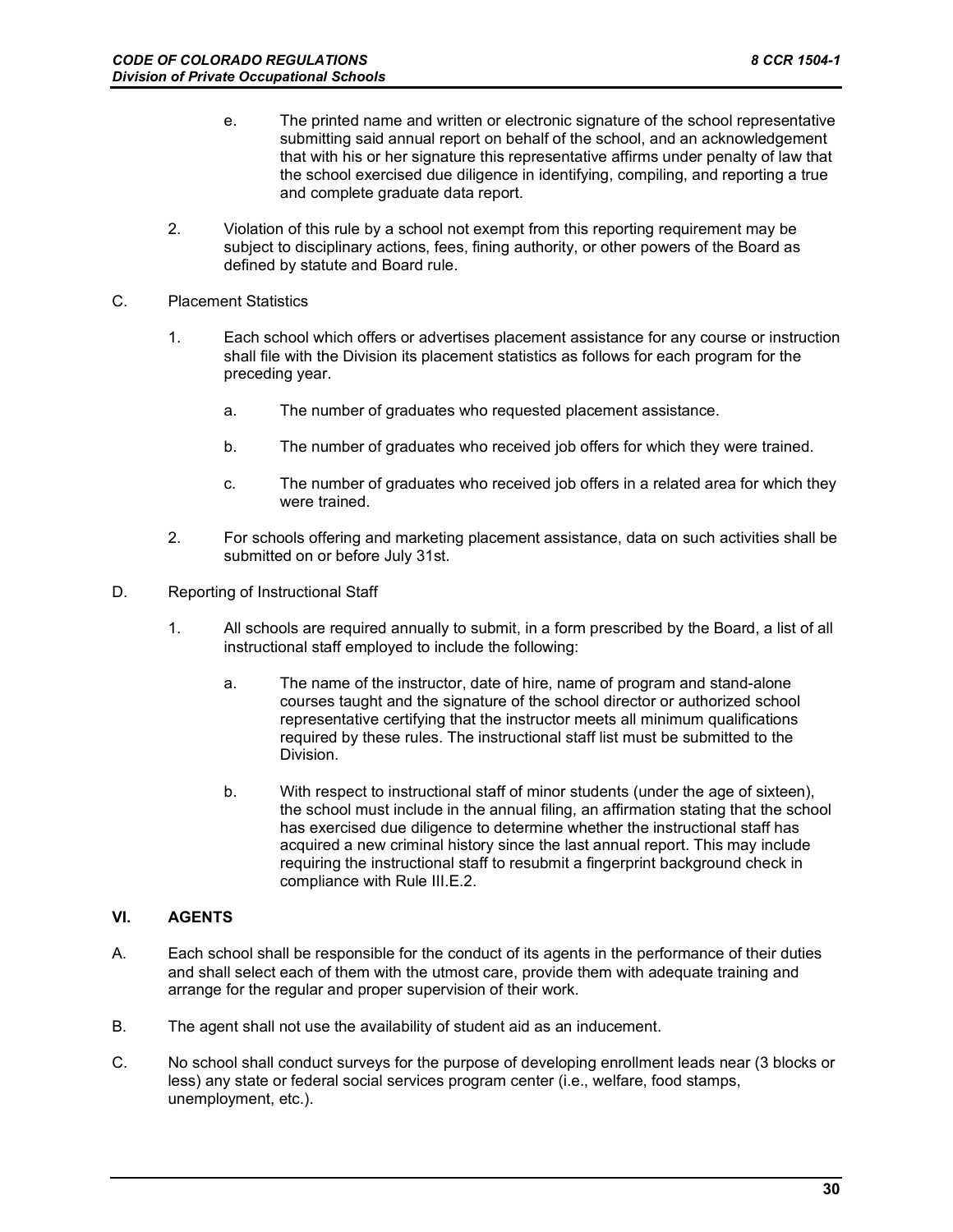e. The printed name and written or electronic signature of the school representative submitting said annual report on behalf of the school, and an acknowledgement that with his or her signature this representative affirms under penalty of law that the school exercised due diligence in identifying, compiling, and reporting a true and complete graduate data report.

2. Violation of this rule by a school not exempt from this reporting requirement may be subject to disciplinary actions, fees, fining authority, or other powers of the Board as defined by statute and Board rule.

C. Placement Statistics

1. Each school which offers or advertises placement assistance for any course or instruction shall file with the Division its placement statistics as follows for each program for the preceding year.

    a. The number of graduates who requested placement assistance.

    b. The number of graduates who received job offers for which they were trained.

    c. The number of graduates who received job offers in a related area for which they were trained.

2. For schools offering and marketing placement assistance, data on such activities shall be submitted on or before July 31st.

D. Reporting of Instructional Staff

1. All schools are required annually to submit, in a form prescribed by the Board, a list of all instructional staff employed to include the following:

    a. The name of the instructor, date of hire, name of program and stand-alone courses taught and the signature of the school director or authorized school representative certifying that the instructor meets all minimum qualifications required by these rules. The instructional staff list must be submitted to the Division.

    b. With respect to instructional staff of minor students (under the age of sixteen), the school must include in the annual filing, an affirmation stating that the school has exercised due diligence to determine whether the instructional staff has acquired a new criminal history since the last annual report. This may include requiring the instructional staff to resubmit a fingerprint background check in compliance with Rule III.E.2.

## VI. AGENTS

A. Each school shall be responsible for the conduct of its agents in the performance of their duties and shall select each of them with the utmost care, provide them with adequate training and arrange for the regular and proper supervision of their work.

B. The agent shall not use the availability of student aid as an inducement.

C. No school shall conduct surveys for the purpose of developing enrollment leads near (3 blocks or less) any state or federal social services program center (i.e., welfare, food stamps, unemployment, etc.).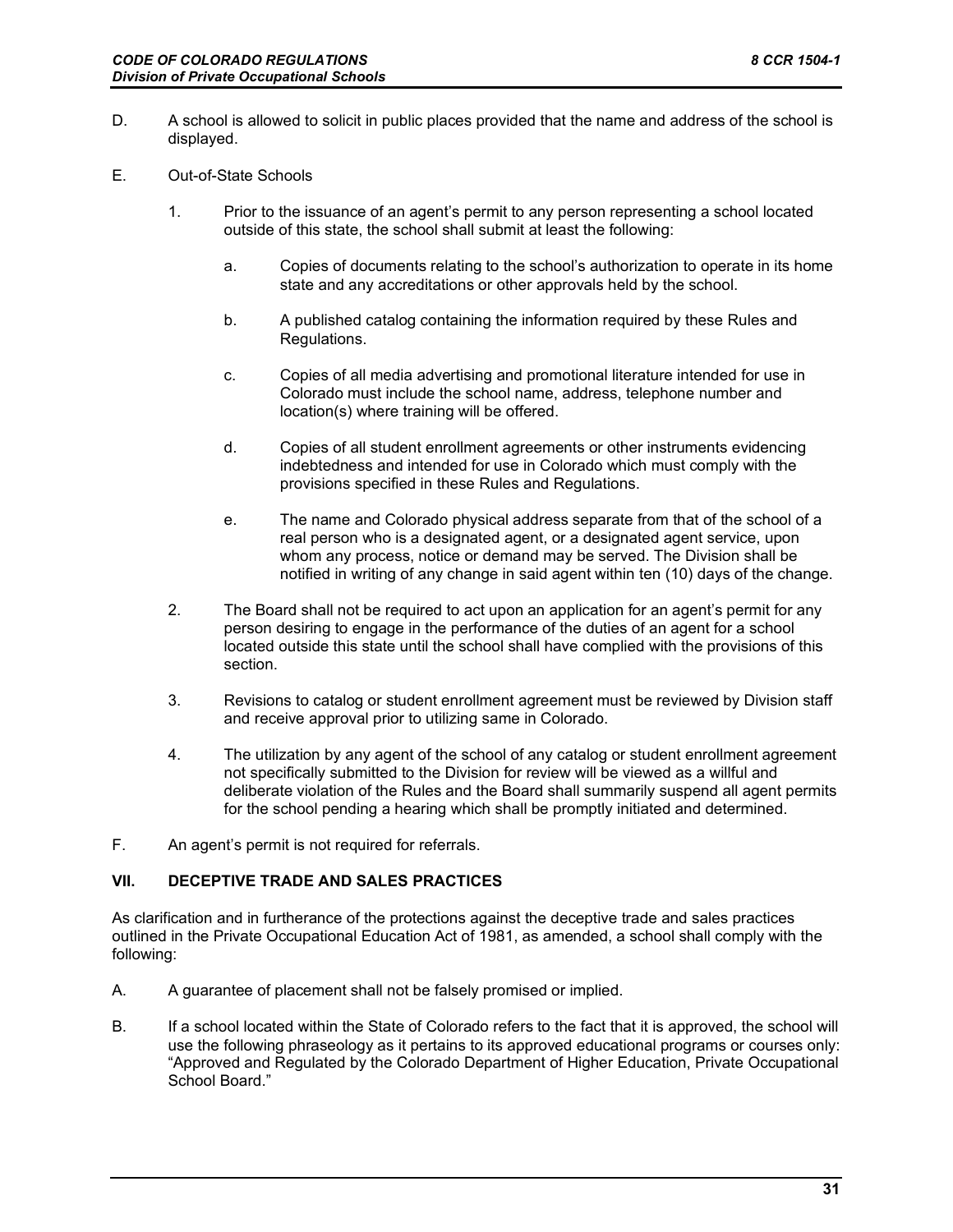D. A school is allowed to solicit in public places provided that the name and address of the school is displayed.

E. Out-of-State Schools

1. Prior to the issuance of an agent's permit to any person representing a school located outside of this state, the school shall submit at least the following:

   a. Copies of documents relating to the school's authorization to operate in its home state and any accreditations or other approvals held by the school.

   b. A published catalog containing the information required by these Rules and Regulations.

   c. Copies of all media advertising and promotional literature intended for use in Colorado must include the school name, address, telephone number and location(s) where training will be offered.

   d. Copies of all student enrollment agreements or other instruments evidencing indebtedness and intended for use in Colorado which must comply with the provisions specified in these Rules and Regulations.

   e. The name and Colorado physical address separate from that of the school of a real person who is a designated agent, or a designated agent service, upon whom any process, notice or demand may be served. The Division shall be notified in writing of any change in said agent within ten (10) days of the change.

2. The Board shall not be required to act upon an application for an agent's permit for any person desiring to engage in the performance of the duties of an agent for a school located outside this state until the school shall have complied with the provisions of this section.

3. Revisions to catalog or student enrollment agreement must be reviewed by Division staff and receive approval prior to utilizing same in Colorado.

4. The utilization by any agent of the school of any catalog or student enrollment agreement not specifically submitted to the Division for review will be viewed as a willful and deliberate violation of the Rules and the Board shall summarily suspend all agent permits for the school pending a hearing which shall be promptly initiated and determined.

F. An agent's permit is not required for referrals.

## VII. DECEPTIVE TRADE AND SALES PRACTICES

As clarification and in furtherance of the protections against the deceptive trade and sales practices outlined in the Private Occupational Education Act of 1981, as amended, a school shall comply with the following:

A. A guarantee of placement shall not be falsely promised or implied.

B. If a school located within the State of Colorado refers to the fact that it is approved, the school will use the following phraseology as it pertains to its approved educational programs or courses only: "Approved and Regulated by the Colorado Department of Higher Education, Private Occupational School Board."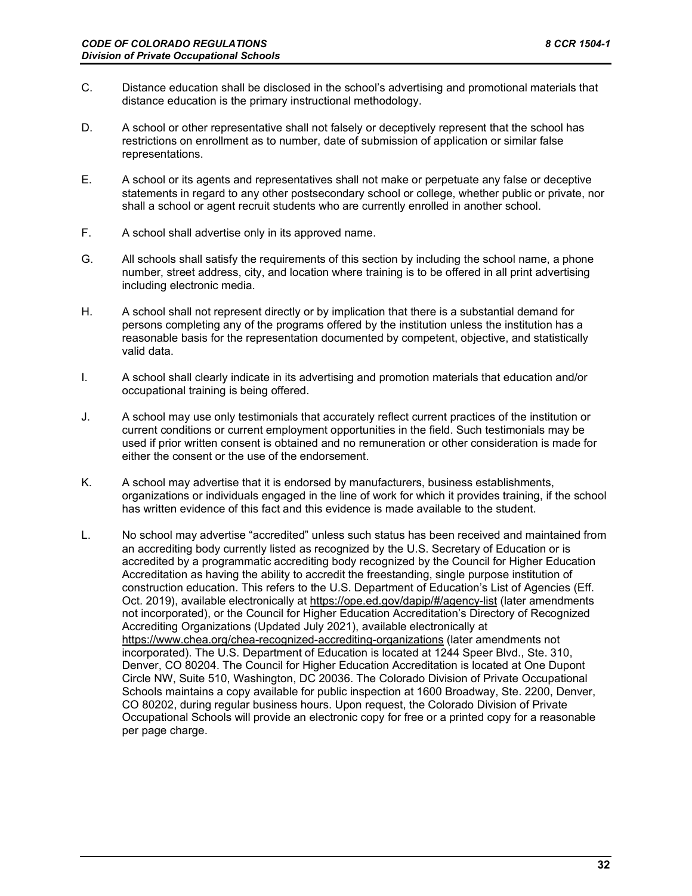C. Distance education shall be disclosed in the school's advertising and promotional materials that distance education is the primary instructional methodology.

D. A school or other representative shall not falsely or deceptively represent that the school has restrictions on enrollment as to number, date of submission of application or similar false representations.

E. A school or its agents and representatives shall not make or perpetuate any false or deceptive statements in regard to any other postsecondary school or college, whether public or private, nor shall a school or agent recruit students who are currently enrolled in another school.

F. A school shall advertise only in its approved name.

G. All schools shall satisfy the requirements of this section by including the school name, a phone number, street address, city, and location where training is to be offered in all print advertising including electronic media.

H. A school shall not represent directly or by implication that there is a substantial demand for persons completing any of the programs offered by the institution unless the institution has a reasonable basis for the representation documented by competent, objective, and statistically valid data.

I. A school shall clearly indicate in its advertising and promotion materials that education and/or occupational training is being offered.

J. A school may use only testimonials that accurately reflect current practices of the institution or current conditions or current employment opportunities in the field. Such testimonials may be used if prior written consent is obtained and no remuneration or other consideration is made for either the consent or the use of the endorsement.

K. A school may advertise that it is endorsed by manufacturers, business establishments, organizations or individuals engaged in the line of work for which it provides training, if the school has written evidence of this fact and this evidence is made available to the student.

L. No school may advertise "accredited" unless such status has been received and maintained from an accrediting body currently listed as recognized by the U.S. Secretary of Education or is accredited by a programmatic accrediting body recognized by the Council for Higher Education Accreditation as having the ability to accredit the freestanding, single purpose institution of construction education. This refers to the U.S. Department of Education's List of Agencies (Eff. Oct. 2019), available electronically at https://ope.ed.gov/dapip/#/agency-list (later amendments not incorporated), or the Council for Higher Education Accreditation's Directory of Recognized Accrediting Organizations (Updated July 2021), available electronically at https://www.chea.org/chea-recognized-accrediting-organizations (later amendments not incorporated). The U.S. Department of Education is located at 1244 Speer Blvd., Ste. 310, Denver, CO 80204. The Council for Higher Education Accreditation is located at One Dupont Circle NW, Suite 510, Washington, DC 20036. The Colorado Division of Private Occupational Schools maintains a copy available for public inspection at 1600 Broadway, Ste. 2200, Denver, CO 80202, during regular business hours. Upon request, the Colorado Division of Private Occupational Schools will provide an electronic copy for free or a printed copy for a reasonable per page charge.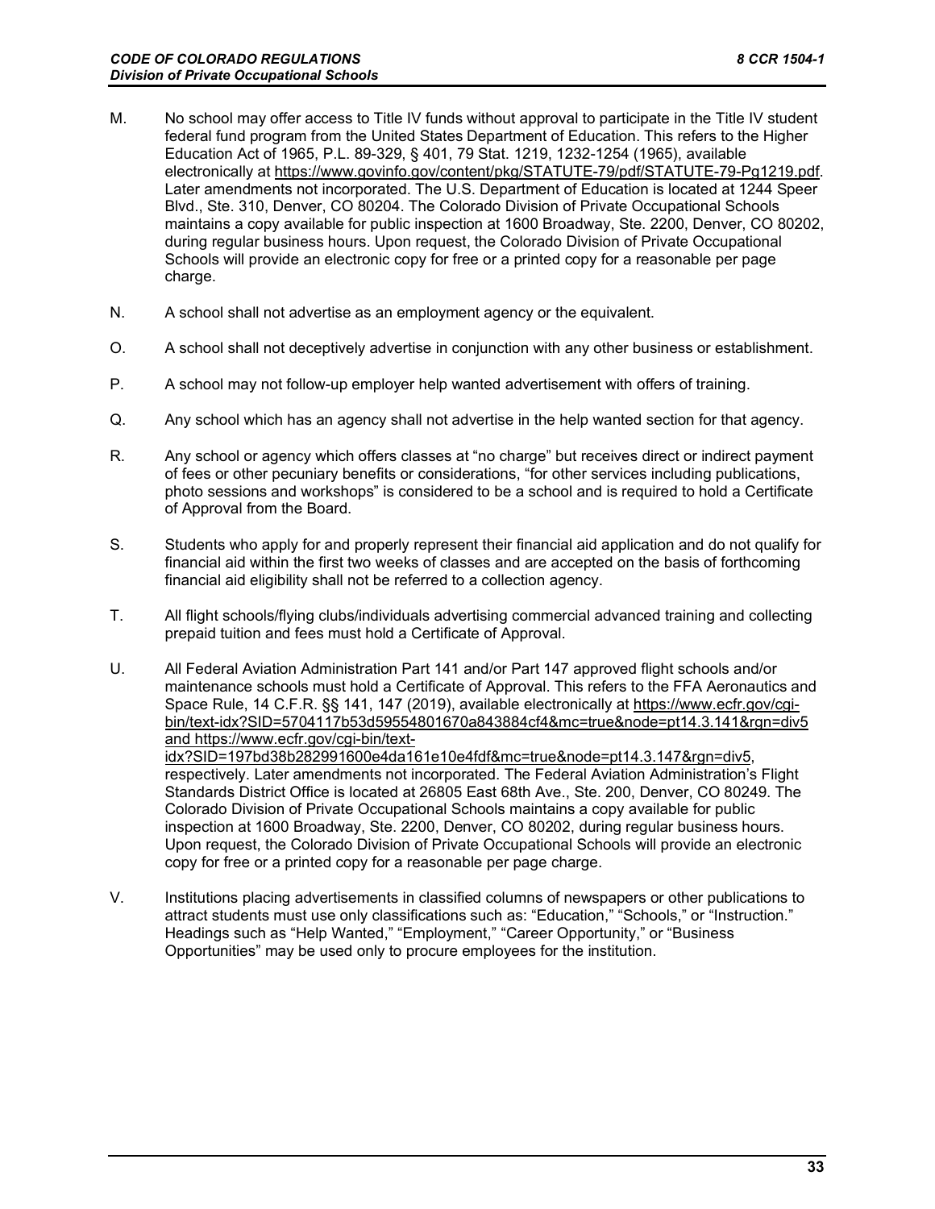M. No school may offer access to Title IV funds without approval to participate in the Title IV student federal fund program from the United States Department of Education. This refers to the Higher Education Act of 1965, P.L. 89-329, § 401, 79 Stat. 1219, 1232-1254 (1965), available electronically at https://www.govinfo.gov/content/pkg/STATUTE-79/pdf/STATUTE-79-Pg1219.pdf. Later amendments not incorporated. The U.S. Department of Education is located at 1244 Speer Blvd., Ste. 310, Denver, CO 80204. The Colorado Division of Private Occupational Schools maintains a copy available for public inspection at 1600 Broadway, Ste. 2200, Denver, CO 80202, during regular business hours. Upon request, the Colorado Division of Private Occupational Schools will provide an electronic copy for free or a printed copy for a reasonable per page charge.

N. A school shall not advertise as an employment agency or the equivalent.

O. A school shall not deceptively advertise in conjunction with any other business or establishment.

P. A school may not follow-up employer help wanted advertisement with offers of training.

Q. Any school which has an agency shall not advertise in the help wanted section for that agency.

R. Any school or agency which offers classes at "no charge" but receives direct or indirect payment of fees or other pecuniary benefits or considerations, "for other services including publications, photo sessions and workshops" is considered to be a school and is required to hold a Certificate of Approval from the Board.

S. Students who apply for and properly represent their financial aid application and do not qualify for financial aid within the first two weeks of classes and are accepted on the basis of forthcoming financial aid eligibility shall not be referred to a collection agency.

T. All flight schools/flying clubs/individuals advertising commercial advanced training and collecting prepaid tuition and fees must hold a Certificate of Approval.

U. All Federal Aviation Administration Part 141 and/or Part 147 approved flight schools and/or maintenance schools must hold a Certificate of Approval. This refers to the FFA Aeronautics and Space Rule, 14 C.F.R. §§ 141, 147 (2019), available electronically at https://www.ecfr.gov/cgi-bin/text-idx?SID=5704117b53d59554801670a843884cf4&mc=true&node=pt14.3.141&rgn=div5 and https://www.ecfr.gov/cgi-bin/text-idx?SID=197bd38b282991600e4da161e10e4fdf&mc=true&node=pt14.3.147&rgn=div5, respectively. Later amendments not incorporated. The Federal Aviation Administration's Flight Standards District Office is located at 26805 East 68th Ave., Ste. 200, Denver, CO 80249. The Colorado Division of Private Occupational Schools maintains a copy available for public inspection at 1600 Broadway, Ste. 2200, Denver, CO 80202, during regular business hours. Upon request, the Colorado Division of Private Occupational Schools will provide an electronic copy for free or a printed copy for a reasonable per page charge.

V. Institutions placing advertisements in classified columns of newspapers or other publications to attract students must use only classifications such as: "Education," "Schools," or "Instruction." Headings such as "Help Wanted," "Employment," "Career Opportunity," or "Business Opportunities" may be used only to procure employees for the institution.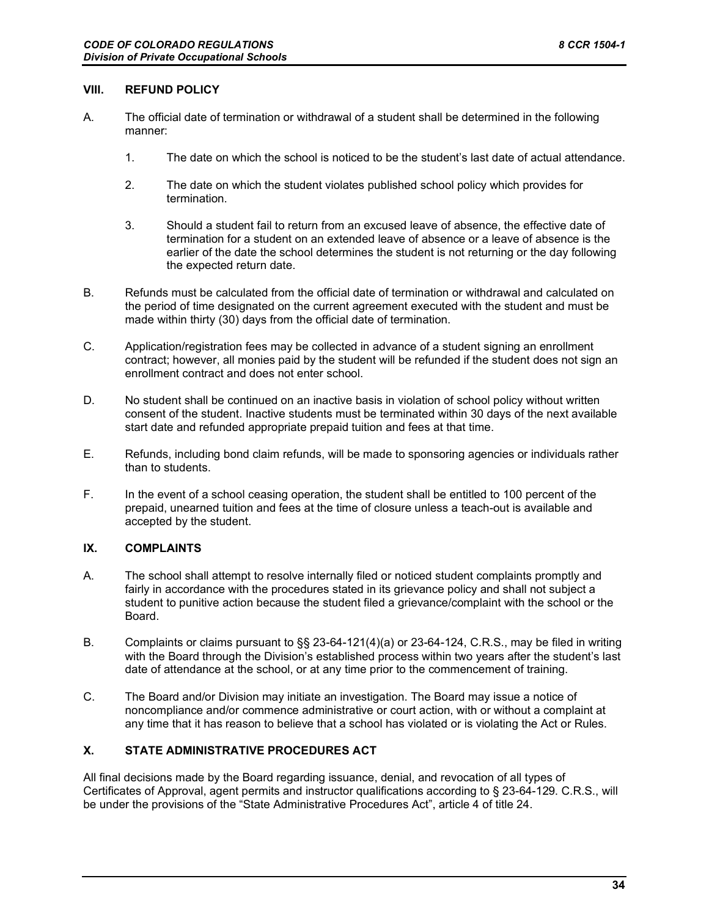## VIII. REFUND POLICY

A. The official date of termination or withdrawal of a student shall be determined in the following manner:

1. The date on which the school is noticed to be the student's last date of actual attendance.

2. The date on which the student violates published school policy which provides for termination.

3. Should a student fail to return from an excused leave of absence, the effective date of termination for a student on an extended leave of absence or a leave of absence is the earlier of the date the school determines the student is not returning or the day following the expected return date.

B. Refunds must be calculated from the official date of termination or withdrawal and calculated on the period of time designated on the current agreement executed with the student and must be made within thirty (30) days from the official date of termination.

C. Application/registration fees may be collected in advance of a student signing an enrollment contract; however, all monies paid by the student will be refunded if the student does not sign an enrollment contract and does not enter school.

D. No student shall be continued on an inactive basis in violation of school policy without written consent of the student. Inactive students must be terminated within 30 days of the next available start date and refunded appropriate prepaid tuition and fees at that time.

E. Refunds, including bond claim refunds, will be made to sponsoring agencies or individuals rather than to students.

F. In the event of a school ceasing operation, the student shall be entitled to 100 percent of the prepaid, unearned tuition and fees at the time of closure unless a teach-out is available and accepted by the student.

## IX. COMPLAINTS

A. The school shall attempt to resolve internally filed or noticed student complaints promptly and fairly in accordance with the procedures stated in its grievance policy and shall not subject a student to punitive action because the student filed a grievance/complaint with the school or the Board.

B. Complaints or claims pursuant to §§ 23-64-121(4)(a) or 23-64-124, C.R.S., may be filed in writing with the Board through the Division's established process within two years after the student's last date of attendance at the school, or at any time prior to the commencement of training.

C. The Board and/or Division may initiate an investigation. The Board may issue a notice of noncompliance and/or commence administrative or court action, with or without a complaint at any time that it has reason to believe that a school has violated or is violating the Act or Rules.

## X. STATE ADMINISTRATIVE PROCEDURES ACT

All final decisions made by the Board regarding issuance, denial, and revocation of all types of Certificates of Approval, agent permits and instructor qualifications according to § 23-64-129. C.R.S., will be under the provisions of the "State Administrative Procedures Act", article 4 of title 24.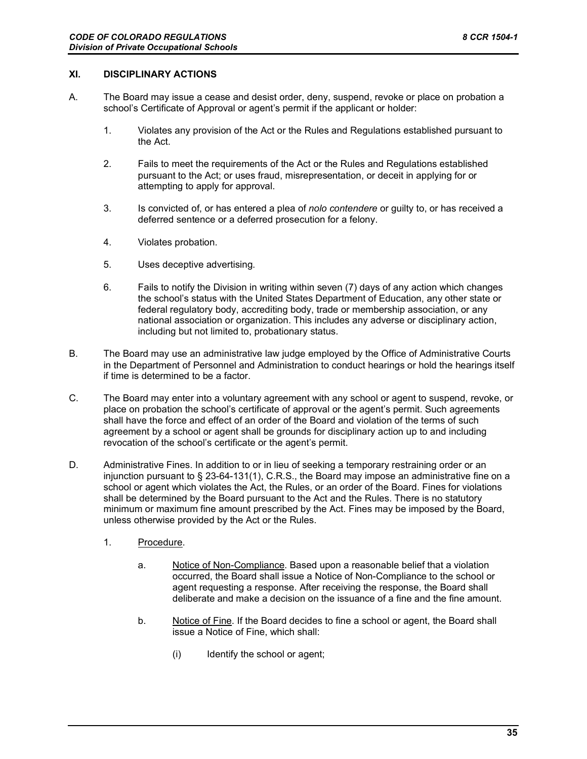## XI. DISCIPLINARY ACTIONS

A. The Board may issue a cease and desist order, deny, suspend, revoke or place on probation a school's Certificate of Approval or agent's permit if the applicant or holder:

1. Violates any provision of the Act or the Rules and Regulations established pursuant to the Act.

2. Fails to meet the requirements of the Act or the Rules and Regulations established pursuant to the Act; or uses fraud, misrepresentation, or deceit in applying for or attempting to apply for approval.

3. Is convicted of, or has entered a plea of *nolo contendere* or guilty to, or has received a deferred sentence or a deferred prosecution for a felony.

4. Violates probation.

5. Uses deceptive advertising.

6. Fails to notify the Division in writing within seven (7) days of any action which changes the school's status with the United States Department of Education, any other state or federal regulatory body, accrediting body, trade or membership association, or any national association or organization. This includes any adverse or disciplinary action, including but not limited to, probationary status.

B. The Board may use an administrative law judge employed by the Office of Administrative Courts in the Department of Personnel and Administration to conduct hearings or hold the hearings itself if time is determined to be a factor.

C. The Board may enter into a voluntary agreement with any school or agent to suspend, revoke, or place on probation the school's certificate of approval or the agent's permit. Such agreements shall have the force and effect of an order of the Board and violation of the terms of such agreement by a school or agent shall be grounds for disciplinary action up to and including revocation of the school's certificate or the agent's permit.

D. Administrative Fines. In addition to or in lieu of seeking a temporary restraining order or an injunction pursuant to § 23-64-131(1), C.R.S., the Board may impose an administrative fine on a school or agent which violates the Act, the Rules, or an order of the Board. Fines for violations shall be determined by the Board pursuant to the Act and the Rules. There is no statutory minimum or maximum fine amount prescribed by the Act. Fines may be imposed by the Board, unless otherwise provided by the Act or the Rules.

1. Procedure.

   a. Notice of Non-Compliance. Based upon a reasonable belief that a violation occurred, the Board shall issue a Notice of Non-Compliance to the school or agent requesting a response. After receiving the response, the Board shall deliberate and make a decision on the issuance of a fine and the fine amount.

   b. Notice of Fine. If the Board decides to fine a school or agent, the Board shall issue a Notice of Fine, which shall:

      (i) Identify the school or agent;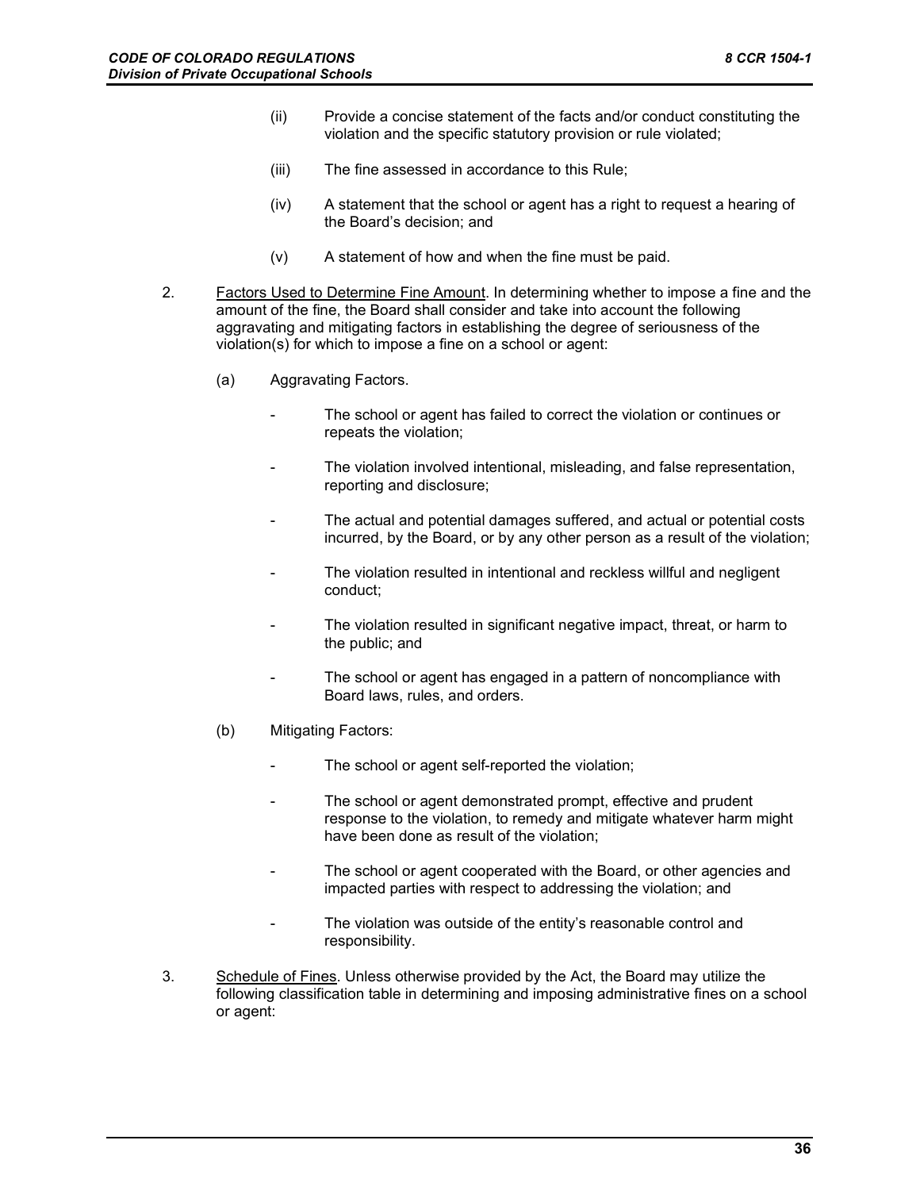(ii) Provide a concise statement of the facts and/or conduct constituting the violation and the specific statutory provision or rule violated;

(iii) The fine assessed in accordance to this Rule;

(iv) A statement that the school or agent has a right to request a hearing of the Board's decision; and

(v) A statement of how and when the fine must be paid.

2. Factors Used to Determine Fine Amount. In determining whether to impose a fine and the amount of the fine, the Board shall consider and take into account the following aggravating and mitigating factors in establishing the degree of seriousness of the violation(s) for which to impose a fine on a school or agent:

(a) Aggravating Factors.

- The school or agent has failed to correct the violation or continues or repeats the violation;
- The violation involved intentional, misleading, and false representation, reporting and disclosure;
- The actual and potential damages suffered, and actual or potential costs incurred, by the Board, or by any other person as a result of the violation;
- The violation resulted in intentional and reckless willful and negligent conduct;
- The violation resulted in significant negative impact, threat, or harm to the public; and
- The school or agent has engaged in a pattern of noncompliance with Board laws, rules, and orders.

(b) Mitigating Factors:

- The school or agent self-reported the violation;
- The school or agent demonstrated prompt, effective and prudent response to the violation, to remedy and mitigate whatever harm might have been done as result of the violation;
- The school or agent cooperated with the Board, or other agencies and impacted parties with respect to addressing the violation; and
- The violation was outside of the entity's reasonable control and responsibility.

3. Schedule of Fines. Unless otherwise provided by the Act, the Board may utilize the following classification table in determining and imposing administrative fines on a school or agent: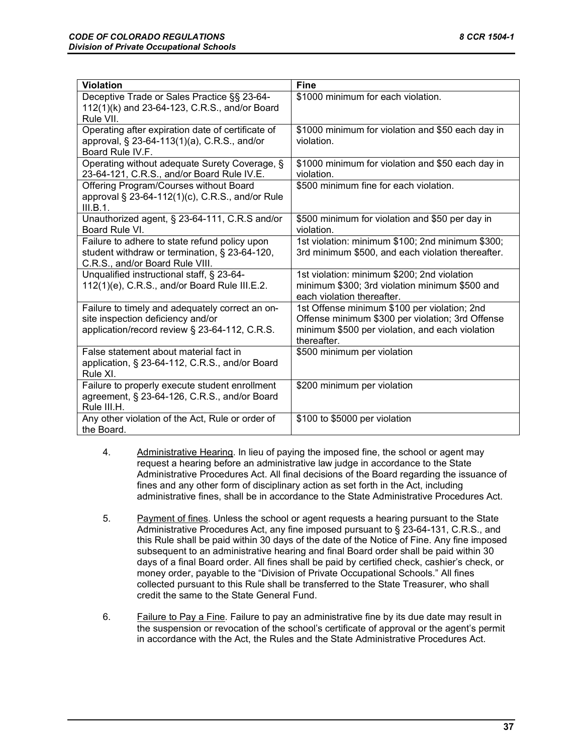| Violation | Fine |
|---|---|
| Deceptive Trade or Sales Practice §§ 23-64-112(1)(k) and 23-64-123, C.R.S., and/or Board Rule VII. | $1000 minimum for each violation. |
| Operating after expiration date of certificate of approval, § 23-64-113(1)(a), C.R.S., and/or Board Rule IV.F. | $1000 minimum for violation and $50 each day in violation. |
| Operating without adequate Surety Coverage, § 23-64-121, C.R.S., and/or Board Rule IV.E. | $1000 minimum for violation and $50 each day in violation. |
| Offering Program/Courses without Board approval § 23-64-112(1)(c), C.R.S., and/or Rule III.B.1. | $500 minimum fine for each violation. |
| Unauthorized agent, § 23-64-111, C.R.S and/or Board Rule VI. | $500 minimum for violation and $50 per day in violation. |
| Failure to adhere to state refund policy upon student withdraw or termination, § 23-64-120, C.R.S., and/or Board Rule VIII. | 1st violation: minimum $100; 2nd minimum $300; 3rd minimum $500, and each violation thereafter. |
| Unqualified instructional staff, § 23-64-112(1)(e), C.R.S., and/or Board Rule III.E.2. | 1st violation: minimum $200; 2nd violation minimum $300; 3rd violation minimum $500 and each violation thereafter. |
| Failure to timely and adequately correct an on-site inspection deficiency and/or application/record review § 23-64-112, C.R.S. | 1st Offense minimum $100 per violation; 2nd Offense minimum $300 per violation; 3rd Offense minimum $500 per violation, and each violation thereafter. |
| False statement about material fact in application, § 23-64-112, C.R.S., and/or Board Rule XI. | $500 minimum per violation |
| Failure to properly execute student enrollment agreement, § 23-64-126, C.R.S., and/or Board Rule III.H. | $200 minimum per violation |
| Any other violation of the Act, Rule or order of the Board. | $100 to $5000 per violation |

4. Administrative Hearing. In lieu of paying the imposed fine, the school or agent may request a hearing before an administrative law judge in accordance to the State Administrative Procedures Act. All final decisions of the Board regarding the issuance of fines and any other form of disciplinary action as set forth in the Act, including administrative fines, shall be in accordance to the State Administrative Procedures Act.

5. Payment of fines. Unless the school or agent requests a hearing pursuant to the State Administrative Procedures Act, any fine imposed pursuant to § 23-64-131, C.R.S., and this Rule shall be paid within 30 days of the date of the Notice of Fine. Any fine imposed subsequent to an administrative hearing and final Board order shall be paid within 30 days of a final Board order. All fines shall be paid by certified check, cashier's check, or money order, payable to the "Division of Private Occupational Schools." All fines collected pursuant to this Rule shall be transferred to the State Treasurer, who shall credit the same to the State General Fund.

6. Failure to Pay a Fine. Failure to pay an administrative fine by its due date may result in the suspension or revocation of the school's certificate of approval or the agent's permit in accordance with the Act, the Rules and the State Administrative Procedures Act.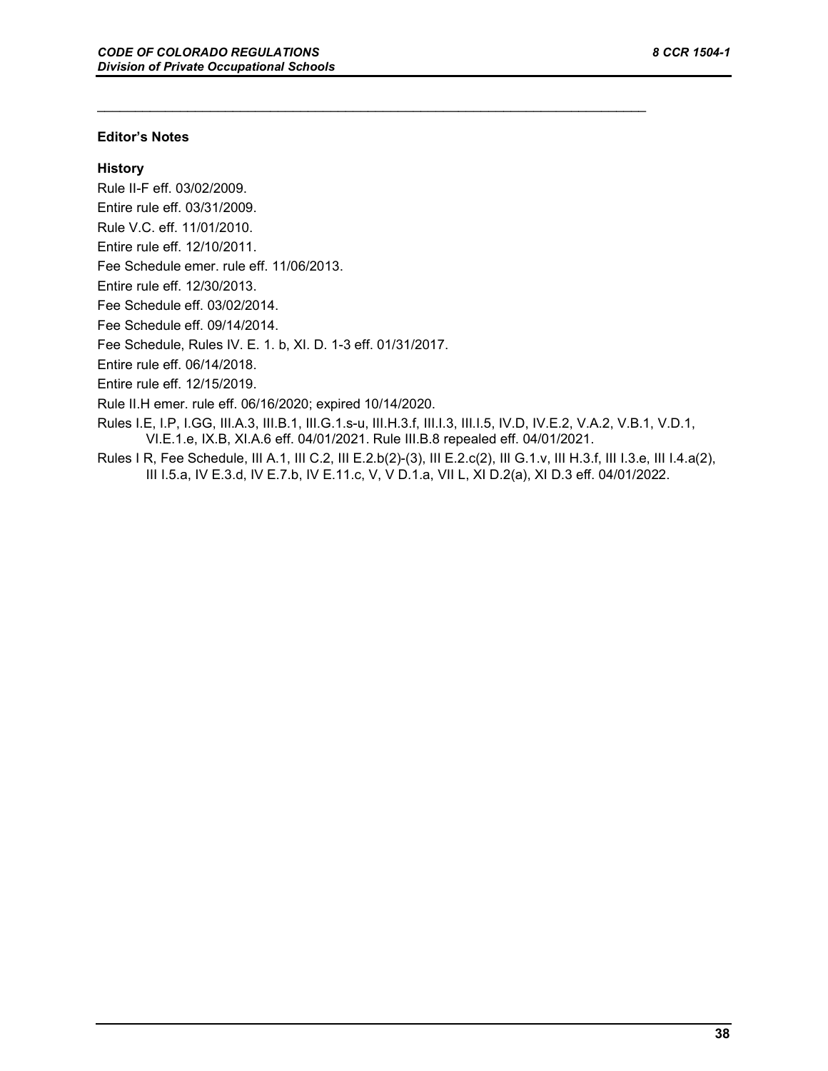---

**Editor's Notes**

**History**

Rule II-F eff. 03/02/2009.

Entire rule eff. 03/31/2009.

Rule V.C. eff. 11/01/2010.

Entire rule eff. 12/10/2011.

Fee Schedule emer. rule eff. 11/06/2013.

Entire rule eff. 12/30/2013.

Fee Schedule eff. 03/02/2014.

Fee Schedule eff. 09/14/2014.

Fee Schedule, Rules IV. E. 1. b, XI. D. 1-3 eff. 01/31/2017.

Entire rule eff. 06/14/2018.

Entire rule eff. 12/15/2019.

Rule II.H emer. rule eff. 06/16/2020; expired 10/14/2020.

Rules I.E, I.P, I.GG, III.A.3, III.B.1, III.G.1.s-u, III.H.3.f, III.I.3, III.I.5, IV.D, IV.E.2, V.A.2, V.B.1, V.D.1, VI.E.1.e, IX.B, XI.A.6 eff. 04/01/2021. Rule III.B.8 repealed eff. 04/01/2021.

Rules I R, Fee Schedule, III A.1, III C.2, III E.2.b(2)-(3), III E.2.c(2), III G.1.v, III H.3.f, III I.3.e, III I.4.a(2), III I.5.a, IV E.3.d, IV E.7.b, IV E.11.c, V, V D.1.a, VII L, XI D.2(a), XI D.3 eff. 04/01/2022.